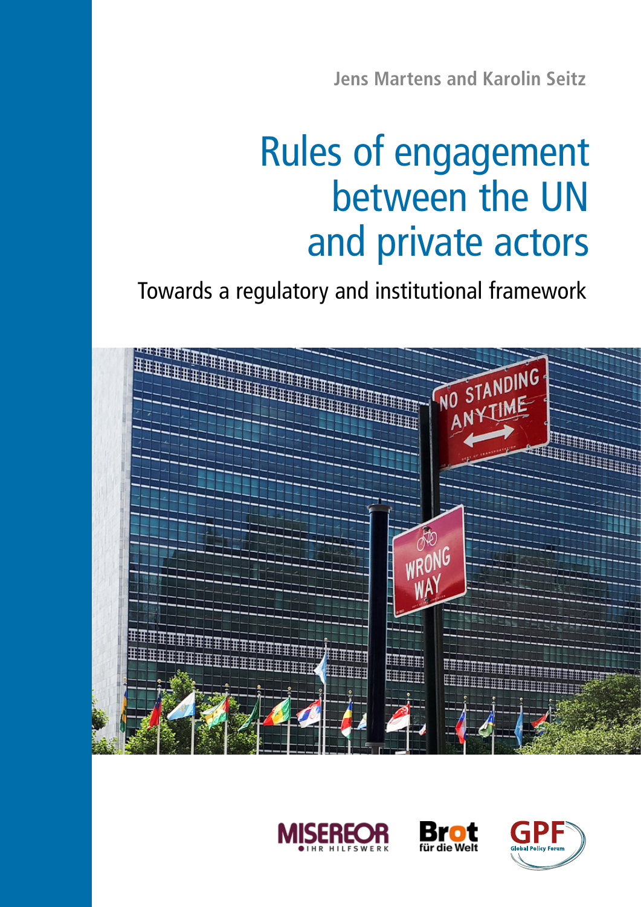Jens Martens and Karolin Seitz

# Rules of engagement between the UN and private actors

## Towards a regulatory and institutional framework

MISEREOR
IHR HILFSWERK

Brot für die Welt

GPF
Global Policy Forum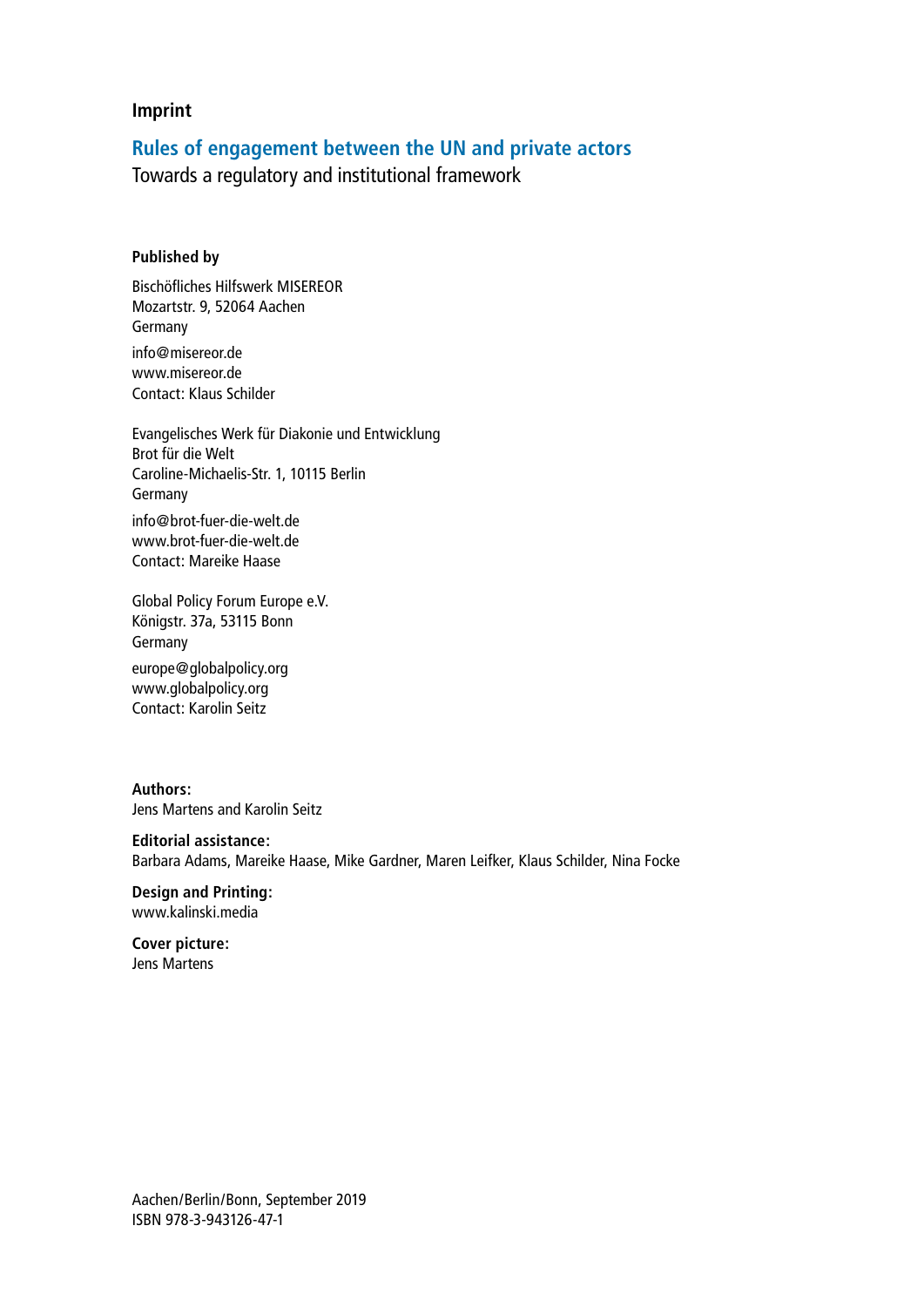## Imprint

### Rules of engagement between the UN and private actors

Towards a regulatory and institutional framework

**Published by**

Bischöfliches Hilfswerk MISEREOR
Mozartstr. 9, 52064 Aachen
Germany

info@misereor.de
www.misereor.de
Contact: Klaus Schilder

Evangelisches Werk für Diakonie und Entwicklung
Brot für die Welt
Caroline-Michaelis-Str. 1, 10115 Berlin
Germany

info@brot-fuer-die-welt.de
www.brot-fuer-die-welt.de
Contact: Mareike Haase

Global Policy Forum Europe e.V.
Königstr. 37a, 53115 Bonn
Germany

europe@globalpolicy.org
www.globalpolicy.org
Contact: Karolin Seitz

**Authors:**
Jens Martens and Karolin Seitz

**Editorial assistance:**
Barbara Adams, Mareike Haase, Mike Gardner, Maren Leifker, Klaus Schilder, Nina Focke

**Design and Printing:**
www.kalinski.media

**Cover picture:**
Jens Martens

Aachen/Berlin/Bonn, September 2019
ISBN 978-3-943126-47-1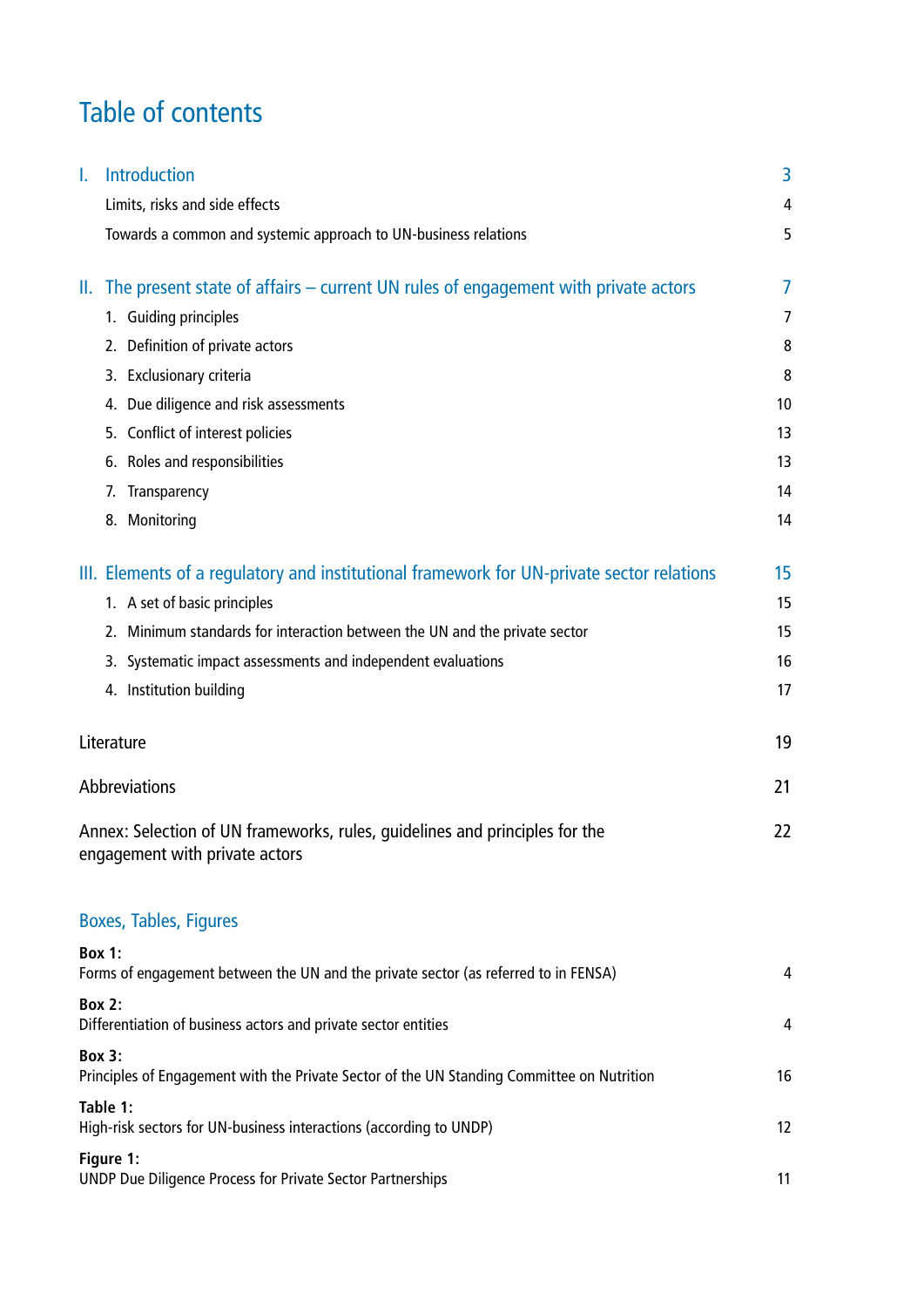# Table of contents

| | |
|---|---|
| **I. Introduction** | 3 |
| Limits, risks and side effects | 4 |
| Towards a common and systemic approach to UN-business relations | 5 |
| **II. The present state of affairs – current UN rules of engagement with private actors** | 7 |
| 1. Guiding principles | 7 |
| 2. Definition of private actors | 8 |
| 3. Exclusionary criteria | 8 |
| 4. Due diligence and risk assessments | 10 |
| 5. Conflict of interest policies | 13 |
| 6. Roles and responsibilities | 13 |
| 7. Transparency | 14 |
| 8. Monitoring | 14 |
| **III. Elements of a regulatory and institutional framework for UN-private sector relations** | 15 |
| 1. A set of basic principles | 15 |
| 2. Minimum standards for interaction between the UN and the private sector | 15 |
| 3. Systematic impact assessments and independent evaluations | 16 |
| 4. Institution building | 17 |
| Literature | 19 |
| Abbreviations | 21 |
| Annex: Selection of UN frameworks, rules, guidelines and principles for the engagement with private actors | 22 |

## Boxes, Tables, Figures

| | |
|---|---|
| **Box 1:** Forms of engagement between the UN and the private sector (as referred to in FENSA) | 4 |
| **Box 2:** Differentiation of business actors and private sector entities | 4 |
| **Box 3:** Principles of Engagement with the Private Sector of the UN Standing Committee on Nutrition | 16 |
| **Table 1:** High-risk sectors for UN-business interactions (according to UNDP) | 12 |
| **Figure 1:** UNDP Due Diligence Process for Private Sector Partnerships | 11 |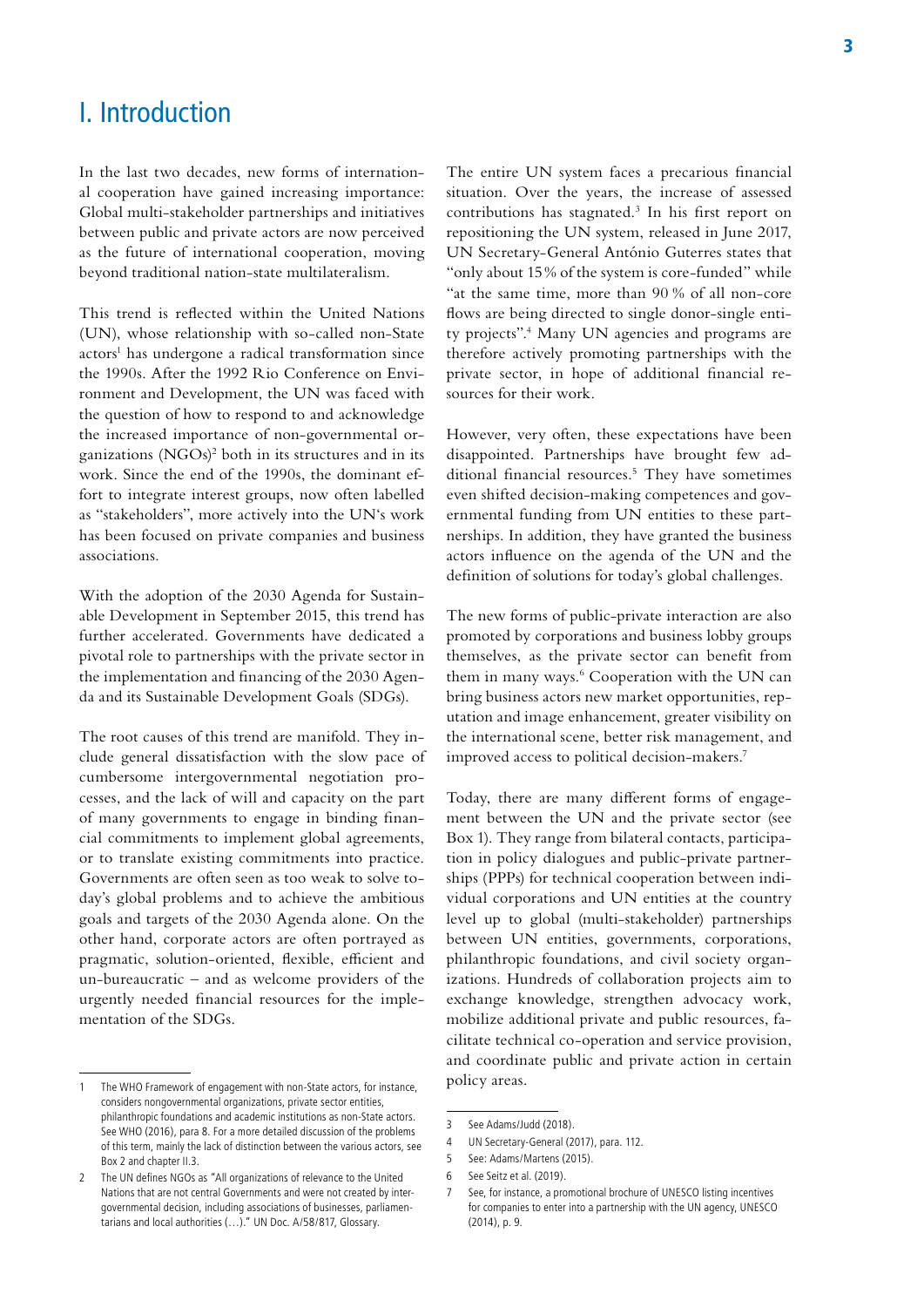# I. Introduction

In the last two decades, new forms of international cooperation have gained increasing importance: Global multi-stakeholder partnerships and initiatives between public and private actors are now perceived as the future of international cooperation, moving beyond traditional nation-state multilateralism.

This trend is reflected within the United Nations (UN), whose relationship with so-called non-State actors[1] has undergone a radical transformation since the 1990s. After the 1992 Rio Conference on Environment and Development, the UN was faced with the question of how to respond to and acknowledge the increased importance of non-governmental organizations (NGOs)[2] both in its structures and in its work. Since the end of the 1990s, the dominant effort to integrate interest groups, now often labelled as "stakeholders", more actively into the UN's work has been focused on private companies and business associations.

With the adoption of the 2030 Agenda for Sustainable Development in September 2015, this trend has further accelerated. Governments have dedicated a pivotal role to partnerships with the private sector in the implementation and financing of the 2030 Agenda and its Sustainable Development Goals (SDGs).

The root causes of this trend are manifold. They include general dissatisfaction with the slow pace of cumbersome intergovernmental negotiation processes, and the lack of will and capacity on the part of many governments to engage in binding financial commitments to implement global agreements, or to translate existing commitments into practice. Governments are often seen as too weak to solve today's global problems and to achieve the ambitious goals and targets of the 2030 Agenda alone. On the other hand, corporate actors are often portrayed as pragmatic, solution-oriented, flexible, efficient and un-bureaucratic – and as welcome providers of the urgently needed financial resources for the implementation of the SDGs.

The entire UN system faces a precarious financial situation. Over the years, the increase of assessed contributions has stagnated.[3] In his first report on repositioning the UN system, released in June 2017, UN Secretary-General António Guterres states that "only about 15% of the system is core-funded" while "at the same time, more than 90% of all non-core flows are being directed to single donor-single entity projects".[4] Many UN agencies and programs are therefore actively promoting partnerships with the private sector, in hope of additional financial resources for their work.

However, very often, these expectations have been disappointed. Partnerships have brought few additional financial resources.[5] They have sometimes even shifted decision-making competences and governmental funding from UN entities to these partnerships. In addition, they have granted the business actors influence on the agenda of the UN and the definition of solutions for today's global challenges.

The new forms of public-private interaction are also promoted by corporations and business lobby groups themselves, as the private sector can benefit from them in many ways.[6] Cooperation with the UN can bring business actors new market opportunities, reputation and image enhancement, greater visibility on the international scene, better risk management, and improved access to political decision-makers.[7]

Today, there are many different forms of engagement between the UN and the private sector (see Box 1). They range from bilateral contacts, participation in policy dialogues and public-private partnerships (PPPs) for technical cooperation between individual corporations and UN entities at the country level up to global (multi-stakeholder) partnerships between UN entities, governments, corporations, philanthropic foundations, and civil society organizations. Hundreds of collaboration projects aim to exchange knowledge, strengthen advocacy work, mobilize additional private and public resources, facilitate technical co-operation and service provision, and coordinate public and private action in certain policy areas.

---

1 The WHO Framework of engagement with non-State actors, for instance, considers nongovernmental organizations, private sector entities, philanthropic foundations and academic institutions as non-State actors. See WHO (2016), para 8. For a more detailed discussion of the problems of this term, mainly the lack of distinction between the various actors, see Box 2 and chapter II.3.

2 The UN defines NGOs as "All organizations of relevance to the United Nations that are not central Governments and were not created by intergovernmental decision, including associations of businesses, parliamentarians and local authorities (…)." UN Doc. A/58/817, Glossary.

3 See Adams/Judd (2018).

4 UN Secretary-General (2017), para. 112.

5 See: Adams/Martens (2015).

6 See Seitz et al. (2019).

7 See, for instance, a promotional brochure of UNESCO listing incentives for companies to enter into a partnership with the UN agency, UNESCO (2014), p. 9.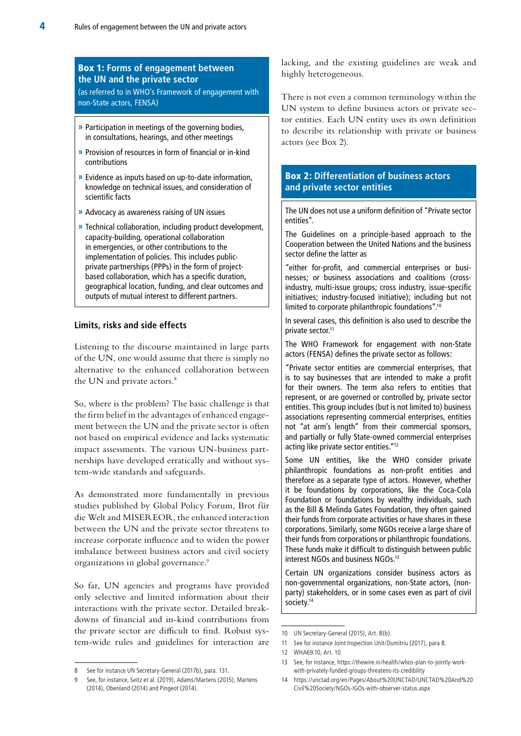### Box 1: Forms of engagement between the UN and the private sector

(as referred to in WHO's Framework of engagement with non-State actors, FENSA)

- Participation in meetings of the governing bodies, in consultations, hearings, and other meetings
- Provision of resources in form of financial or in-kind contributions
- Evidence as inputs based on up-to-date information, knowledge on technical issues, and consideration of scientific facts
- Advocacy as awareness raising of UN issues
- Technical collaboration, including product development, capacity-building, operational collaboration in emergencies, or other contributions to the implementation of policies. This includes public-private partnerships (PPPs) in the form of project-based collaboration, which has a specific duration, geographical location, funding, and clear outcomes and outputs of mutual interest to different partners.

## Limits, risks and side effects

Listening to the discourse maintained in large parts of the UN, one would assume that there is simply no alternative to the enhanced collaboration between the UN and private actors.[8]

So, where is the problem? The basic challenge is that the firm belief in the advantages of enhanced engagement between the UN and the private sector is often not based on empirical evidence and lacks systematic impact assessments. The various UN-business partnerships have developed erratically and without system-wide standards and safeguards.

As demonstrated more fundamentally in previous studies published by Global Policy Forum, Brot für die Welt and MISEREOR, the enhanced interaction between the UN and the private sector threatens to increase corporate influence and to widen the power imbalance between business actors and civil society organizations in global governance.[9]

So far, UN agencies and programs have provided only selective and limited information about their interactions with the private sector. Detailed breakdowns of financial and in-kind contributions from the private sector are difficult to find. Robust system-wide rules and guidelines for interaction are lacking, and the existing guidelines are weak and highly heterogeneous.

There is not even a common terminology within the UN system to define business actors or private sector entities. Each UN entity uses its own definition to describe its relationship with private or business actors (see Box 2).

### Box 2: Differentiation of business actors and private sector entities

The UN does not use a uniform definition of "Private sector entities".

The Guidelines on a principle-based approach to the Cooperation between the United Nations and the business sector define the latter as

"either for-profit, and commercial enterprises or businesses; or business associations and coalitions (cross-industry, multi-issue groups; cross industry, issue-specific initiatives; industry-focused initiative); including but not limited to corporate philanthropic foundations".[10]

In several cases, this definition is also used to describe the private sector.[11]

The WHO Framework for engagement with non-State actors (FENSA) defines the private sector as follows:

"Private sector entities are commercial enterprises, that is to say businesses that are intended to make a profit for their owners. The term also refers to entities that represent, or are governed or controlled by, private sector entities. This group includes (but is not limited to) business associations representing commercial enterprises, entities not "at arm's length" from their commercial sponsors, and partially or fully State-owned commercial enterprises acting like private sector entities."[12]

Some UN entities, like the WHO consider private philanthropic foundations as non-profit entities and therefore as a separate type of actors. However, whether it be foundations by corporations, like the Coca-Cola Foundation or foundations by wealthy individuals, such as the Bill & Melinda Gates Foundation, they often gained their funds from corporate activities or have shares in these corporations. Similarly, some NGOs receive a large share of their funds from corporations or philanthropic foundations. These funds make it difficult to distinguish between public interest NGOs and business NGOs.[13]

Certain UN organizations consider business actors as non-governmental organizations, non-State actors, (non-party) stakeholders, or in some cases even as part of civil society.[14]

---

8 See for instance UN Secretary-General (2017b), para. 131.

9 See, for instance, Seitz et al. (2019), Adams/Martens (2015), Martens (2014), Obenland (2014) and Pingeot (2014).

10 UN Secretary-General (2015), Art. 8(b).

11 See for instance Joint Inspection Unit/Dumitriu (2017), para 8.

12 WHA69.10, Art. 10

13 See, for instance, https://thewire.in/health/whos-plan-to-jointly-work-with-privately-funded-groups-threatens-its-credibility

14 https://unctad.org/en/Pages/About%20UNCTAD/UNCTAD%20And%20Civil%20Society/NGOs-IGOs-with-observer-status.aspx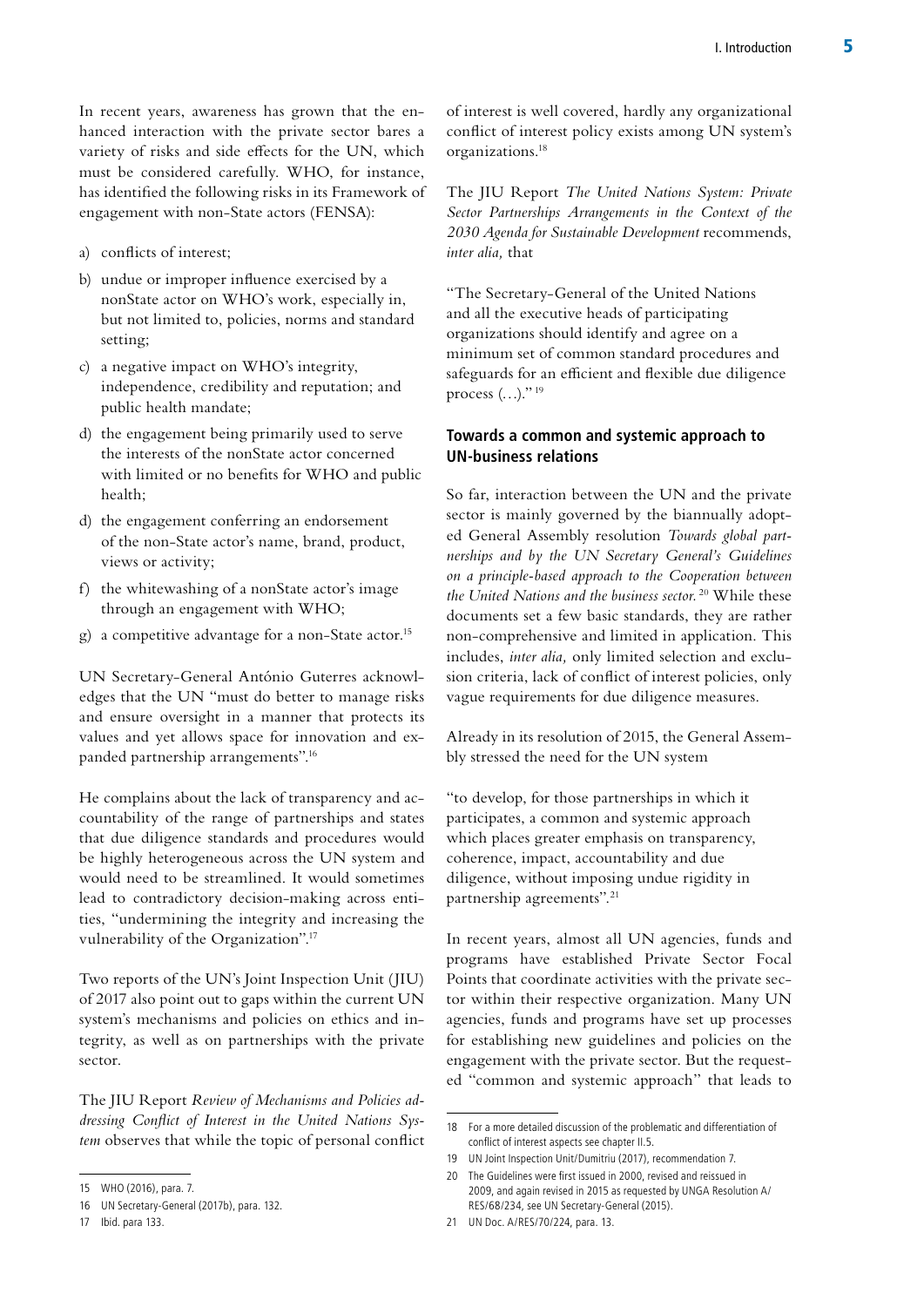In recent years, awareness has grown that the enhanced interaction with the private sector bares a variety of risks and side effects for the UN, which must be considered carefully. WHO, for instance, has identified the following risks in its Framework of engagement with non-State actors (FENSA):

a) conflicts of interest;

b) undue or improper influence exercised by a nonState actor on WHO's work, especially in, but not limited to, policies, norms and standard setting;

c) a negative impact on WHO's integrity, independence, credibility and reputation; and public health mandate;

d) the engagement being primarily used to serve the interests of the nonState actor concerned with limited or no benefits for WHO and public health;

d) the engagement conferring an endorsement of the non-State actor's name, brand, product, views or activity;

f) the whitewashing of a nonState actor's image through an engagement with WHO;

g) a competitive advantage for a non-State actor.[15]

UN Secretary-General António Guterres acknowledges that the UN "must do better to manage risks and ensure oversight in a manner that protects its values and yet allows space for innovation and expanded partnership arrangements".[16]

He complains about the lack of transparency and accountability of the range of partnerships and states that due diligence standards and procedures would be highly heterogeneous across the UN system and would need to be streamlined. It would sometimes lead to contradictory decision-making across entities, "undermining the integrity and increasing the vulnerability of the Organization".[17]

Two reports of the UN's Joint Inspection Unit (JIU) of 2017 also point out to gaps within the current UN system's mechanisms and policies on ethics and integrity, as well as on partnerships with the private sector.

The JIU Report *Review of Mechanisms and Policies addressing Conflict of Interest in the United Nations System* observes that while the topic of personal conflict of interest is well covered, hardly any organizational conflict of interest policy exists among UN system's organizations.[18]

The JIU Report *The United Nations System: Private Sector Partnerships Arrangements in the Context of the 2030 Agenda for Sustainable Development* recommends, *inter alia,* that

"The Secretary-General of the United Nations and all the executive heads of participating organizations should identify and agree on a minimum set of common standard procedures and safeguards for an efficient and flexible due diligence process (…)." [19]

### Towards a common and systemic approach to UN-business relations

So far, interaction between the UN and the private sector is mainly governed by the biannually adopted General Assembly resolution *Towards global partnerships and by the UN Secretary General's Guidelines on a principle-based approach to the Cooperation between the United Nations and the business sector.* [20] While these documents set a few basic standards, they are rather non-comprehensive and limited in application. This includes, *inter alia,* only limited selection and exclusion criteria, lack of conflict of interest policies, only vague requirements for due diligence measures.

Already in its resolution of 2015, the General Assembly stressed the need for the UN system

"to develop, for those partnerships in which it participates, a common and systemic approach which places greater emphasis on transparency, coherence, impact, accountability and due diligence, without imposing undue rigidity in partnership agreements".[21]

In recent years, almost all UN agencies, funds and programs have established Private Sector Focal Points that coordinate activities with the private sector within their respective organization. Many UN agencies, funds and programs have set up processes for establishing new guidelines and policies on the engagement with the private sector. But the requested "common and systemic approach" that leads to

---

15 WHO (2016), para. 7.

16 UN Secretary-General (2017b), para. 132.

17 Ibid. para 133.

18 For a more detailed discussion of the problematic and differentiation of conflict of interest aspects see chapter II.5.

19 UN Joint Inspection Unit/Dumitriu (2017), recommendation 7.

20 The Guidelines were first issued in 2000, revised and reissued in 2009, and again revised in 2015 as requested by UNGA Resolution A/RES/68/234, see UN Secretary-General (2015).

21 UN Doc. A/RES/70/224, para. 13.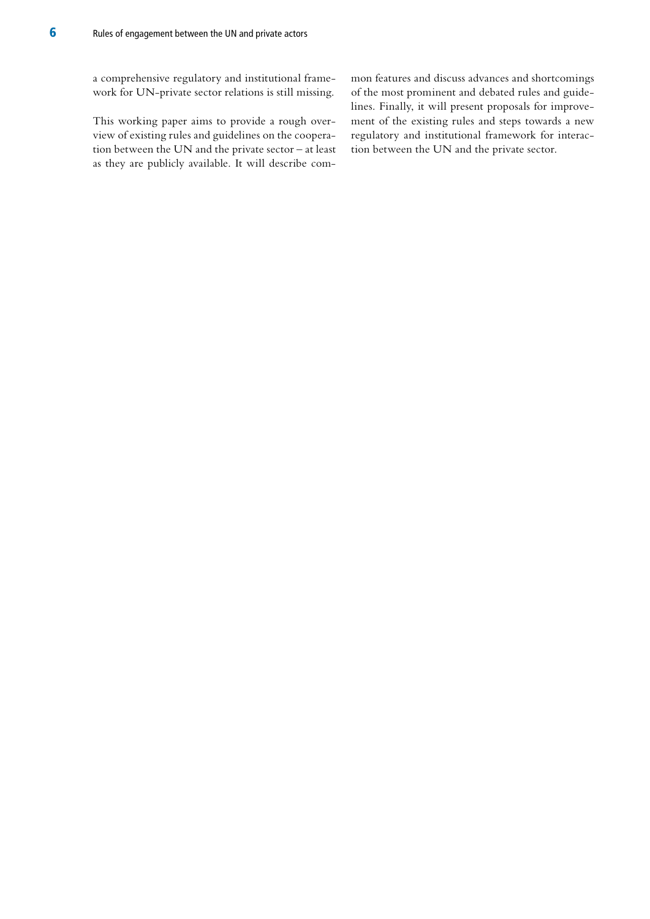a comprehensive regulatory and institutional framework for UN-private sector relations is still missing.

This working paper aims to provide a rough overview of existing rules and guidelines on the cooperation between the UN and the private sector – at least as they are publicly available. It will describe common features and discuss advances and shortcomings of the most prominent and debated rules and guidelines. Finally, it will present proposals for improvement of the existing rules and steps towards a new regulatory and institutional framework for interaction between the UN and the private sector.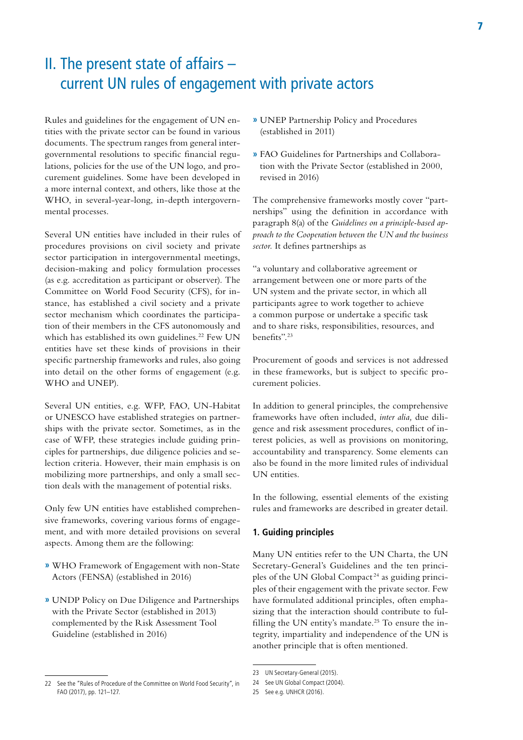# II. The present state of affairs – current UN rules of engagement with private actors

Rules and guidelines for the engagement of UN entities with the private sector can be found in various documents. The spectrum ranges from general intergovernmental resolutions to specific financial regulations, policies for the use of the UN logo, and procurement guidelines. Some have been developed in a more internal context, and others, like those at the WHO, in several-year-long, in-depth intergovernmental processes.

Several UN entities have included in their rules of procedures provisions on civil society and private sector participation in intergovernmental meetings, decision-making and policy formulation processes (as e.g. accreditation as participant or observer). The Committee on World Food Security (CFS), for instance, has established a civil society and a private sector mechanism which coordinates the participation of their members in the CFS autonomously and which has established its own guidelines.[22] Few UN entities have set these kinds of provisions in their specific partnership frameworks and rules, also going into detail on the other forms of engagement (e.g. WHO and UNEP).

Several UN entities, e.g. WFP, FAO, UN-Habitat or UNESCO have established strategies on partnerships with the private sector. Sometimes, as in the case of WFP, these strategies include guiding principles for partnerships, due diligence policies and selection criteria. However, their main emphasis is on mobilizing more partnerships, and only a small section deals with the management of potential risks.

Only few UN entities have established comprehensive frameworks, covering various forms of engagement, and with more detailed provisions on several aspects. Among them are the following:

- WHO Framework of Engagement with non-State Actors (FENSA) (established in 2016)
- UNDP Policy on Due Diligence and Partnerships with the Private Sector (established in 2013) complemented by the Risk Assessment Tool Guideline (established in 2016)
- UNEP Partnership Policy and Procedures (established in 2011)
- FAO Guidelines for Partnerships and Collaboration with the Private Sector (established in 2000, revised in 2016)

The comprehensive frameworks mostly cover "partnerships" using the definition in accordance with paragraph 8(a) of the *Guidelines on a principle-based approach to the Cooperation between the UN and the business sector.* It defines partnerships as

"a voluntary and collaborative agreement or arrangement between one or more parts of the UN system and the private sector, in which all participants agree to work together to achieve a common purpose or undertake a specific task and to share risks, responsibilities, resources, and benefits".[23]

Procurement of goods and services is not addressed in these frameworks, but is subject to specific procurement policies.

In addition to general principles, the comprehensive frameworks have often included, *inter alia,* due diligence and risk assessment procedures, conflict of interest policies, as well as provisions on monitoring, accountability and transparency. Some elements can also be found in the more limited rules of individual UN entities.

In the following, essential elements of the existing rules and frameworks are described in greater detail.

### 1. Guiding principles

Many UN entities refer to the UN Charta, the UN Secretary-General's Guidelines and the ten principles of the UN Global Compact[24] as guiding principles of their engagement with the private sector. Few have formulated additional principles, often emphasizing that the interaction should contribute to fulfilling the UN entity's mandate.[25] To ensure the integrity, impartiality and independence of the UN is another principle that is often mentioned.

---

22 See the "Rules of Procedure of the Committee on World Food Security", in FAO (2017), pp. 121–127.

23 UN Secretary-General (2015).

24 See UN Global Compact (2004).

25 See e.g. UNHCR (2016).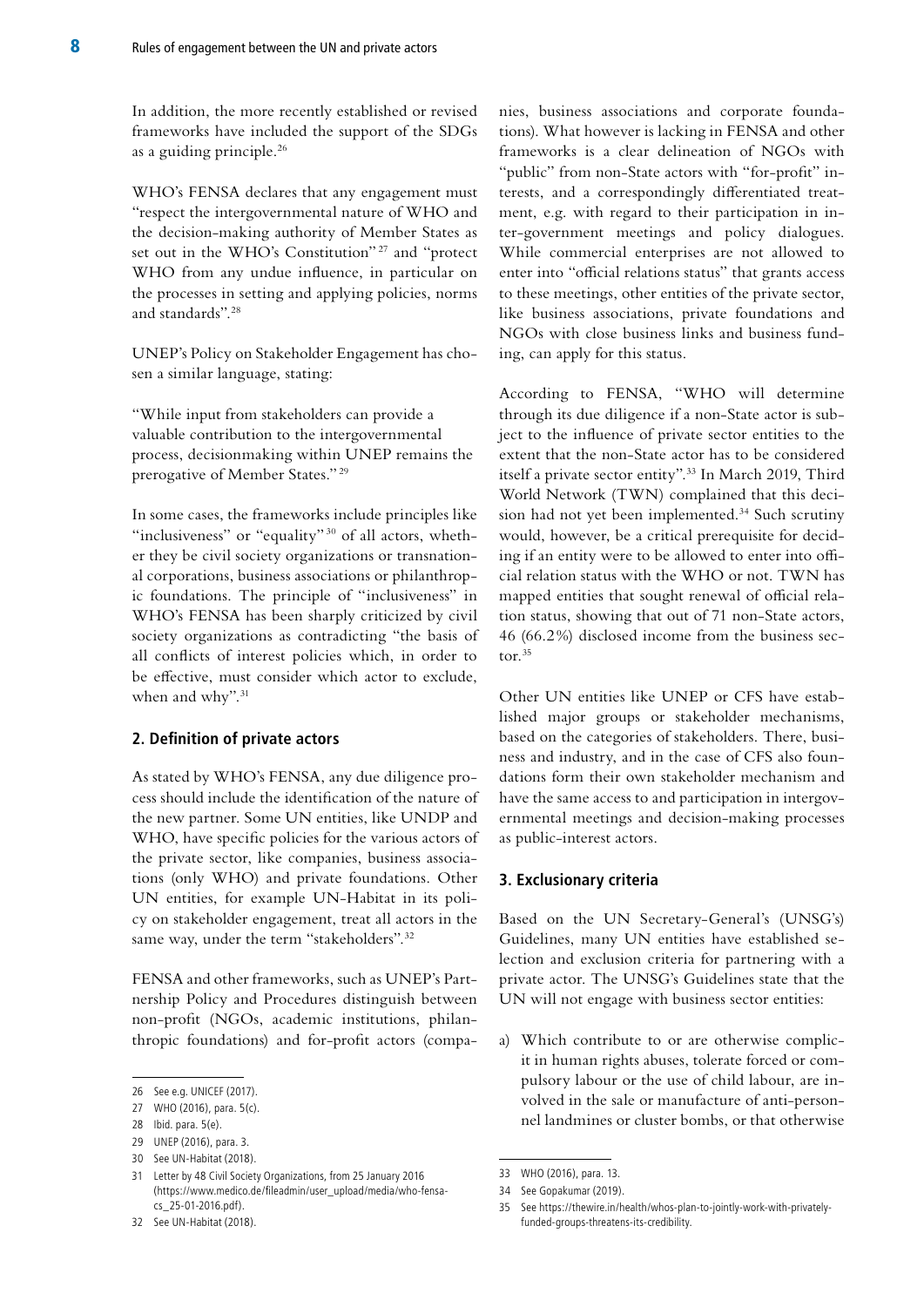In addition, the more recently established or revised frameworks have included the support of the SDGs as a guiding principle.[26]

WHO's FENSA declares that any engagement must "respect the intergovernmental nature of WHO and the decision-making authority of Member States as set out in the WHO's Constitution"[27] and "protect WHO from any undue influence, in particular on the processes in setting and applying policies, norms and standards".[28]

UNEP's Policy on Stakeholder Engagement has chosen a similar language, stating:

"While input from stakeholders can provide a valuable contribution to the intergovernmental process, decisionmaking within UNEP remains the prerogative of Member States."[29]

In some cases, the frameworks include principles like "inclusiveness" or "equality"[30] of all actors, whether they be civil society organizations or transnational corporations, business associations or philanthropic foundations. The principle of "inclusiveness" in WHO's FENSA has been sharply criticized by civil society organizations as contradicting "the basis of all conflicts of interest policies which, in order to be effective, must consider which actor to exclude, when and why".[31]

## 2. Definition of private actors

As stated by WHO's FENSA, any due diligence process should include the identification of the nature of the new partner. Some UN entities, like UNDP and WHO, have specific policies for the various actors of the private sector, like companies, business associations (only WHO) and private foundations. Other UN entities, for example UN-Habitat in its policy on stakeholder engagement, treat all actors in the same way, under the term "stakeholders".[32]

FENSA and other frameworks, such as UNEP's Partnership Policy and Procedures distinguish between non-profit (NGOs, academic institutions, philanthropic foundations) and for-profit actors (companies, business associations and corporate foundations). What however is lacking in FENSA and other frameworks is a clear delineation of NGOs with "public" from non-State actors with "for-profit" interests, and a correspondingly differentiated treatment, e.g. with regard to their participation in inter-government meetings and policy dialogues. While commercial enterprises are not allowed to enter into "official relations status" that grants access to these meetings, other entities of the private sector, like business associations, private foundations and NGOs with close business links and business funding, can apply for this status.

According to FENSA, "WHO will determine through its due diligence if a non-State actor is subject to the influence of private sector entities to the extent that the non-State actor has to be considered itself a private sector entity".[33] In March 2019, Third World Network (TWN) complained that this decision had not yet been implemented.[34] Such scrutiny would, however, be a critical prerequisite for deciding if an entity were to be allowed to enter into official relation status with the WHO or not. TWN has mapped entities that sought renewal of official relation status, showing that out of 71 non-State actors, 46 (66.2%) disclosed income from the business sector.[35]

Other UN entities like UNEP or CFS have established major groups or stakeholder mechanisms, based on the categories of stakeholders. There, business and industry, and in the case of CFS also foundations form their own stakeholder mechanism and have the same access to and participation in intergovernmental meetings and decision-making processes as public-interest actors.

## 3. Exclusionary criteria

Based on the UN Secretary-General's (UNSG's) Guidelines, many UN entities have established selection and exclusion criteria for partnering with a private actor. The UNSG's Guidelines state that the UN will not engage with business sector entities:

a) Which contribute to or are otherwise complicit in human rights abuses, tolerate forced or compulsory labour or the use of child labour, are involved in the sale or manufacture of anti-personnel landmines or cluster bombs, or that otherwise

---

26 See e.g. UNICEF (2017).

27 WHO (2016), para. 5(c).

28 Ibid. para. 5(e).

29 UNEP (2016), para. 3.

30 See UN-Habitat (2018).

31 Letter by 48 Civil Society Organizations, from 25 January 2016 (https://www.medico.de/fileadmin/user_upload/media/who-fensa-cs_25-01-2016.pdf).

32 See UN-Habitat (2018).

33 WHO (2016), para. 13.

34 See Gopakumar (2019).

35 See https://thewire.in/health/whos-plan-to-jointly-work-with-privately-funded-groups-threatens-its-credibility.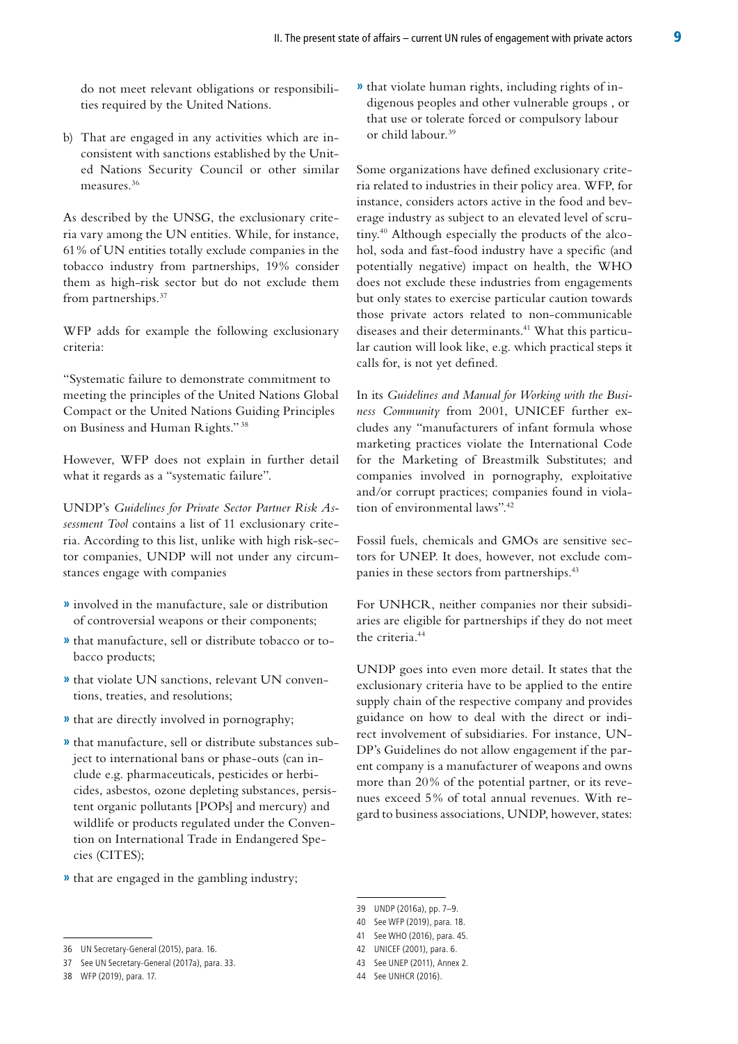do not meet relevant obligations or responsibilities required by the United Nations.

b) That are engaged in any activities which are inconsistent with sanctions established by the United Nations Security Council or other similar measures.[36]

As described by the UNSG, the exclusionary criteria vary among the UN entities. While, for instance, 61% of UN entities totally exclude companies in the tobacco industry from partnerships, 19% consider them as high-risk sector but do not exclude them from partnerships.[37]

WFP adds for example the following exclusionary criteria:

"Systematic failure to demonstrate commitment to meeting the principles of the United Nations Global Compact or the United Nations Guiding Principles on Business and Human Rights."[38]

However, WFP does not explain in further detail what it regards as a "systematic failure".

UNDP's *Guidelines for Private Sector Partner Risk Assessment Tool* contains a list of 11 exclusionary criteria. According to this list, unlike with high risk-sector companies, UNDP will not under any circumstances engage with companies

- involved in the manufacture, sale or distribution of controversial weapons or their components;
- that manufacture, sell or distribute tobacco or tobacco products;
- that violate UN sanctions, relevant UN conventions, treaties, and resolutions;
- that are directly involved in pornography;
- that manufacture, sell or distribute substances subject to international bans or phase-outs (can include e.g. pharmaceuticals, pesticides or herbicides, asbestos, ozone depleting substances, persistent organic pollutants [POPs] and mercury) and wildlife or products regulated under the Convention on International Trade in Endangered Species (CITES);
- that are engaged in the gambling industry;
- that violate human rights, including rights of indigenous peoples and other vulnerable groups , or that use or tolerate forced or compulsory labour or child labour.[39]

Some organizations have defined exclusionary criteria related to industries in their policy area. WFP, for instance, considers actors active in the food and beverage industry as subject to an elevated level of scrutiny.[40] Although especially the products of the alcohol, soda and fast-food industry have a specific (and potentially negative) impact on health, the WHO does not exclude these industries from engagements but only states to exercise particular caution towards those private actors related to non-communicable diseases and their determinants.[41] What this particular caution will look like, e.g. which practical steps it calls for, is not yet defined.

In its *Guidelines and Manual for Working with the Business Community* from 2001, UNICEF further excludes any "manufacturers of infant formula whose marketing practices violate the International Code for the Marketing of Breastmilk Substitutes; and companies involved in pornography, exploitative and/or corrupt practices; companies found in violation of environmental laws".[42]

Fossil fuels, chemicals and GMOs are sensitive sectors for UNEP. It does, however, not exclude companies in these sectors from partnerships.[43]

For UNHCR, neither companies nor their subsidiaries are eligible for partnerships if they do not meet the criteria.[44]

UNDP goes into even more detail. It states that the exclusionary criteria have to be applied to the entire supply chain of the respective company and provides guidance on how to deal with the direct or indirect involvement of subsidiaries. For instance, UNDP's Guidelines do not allow engagement if the parent company is a manufacturer of weapons and owns more than 20% of the potential partner, or its revenues exceed 5% of total annual revenues. With regard to business associations, UNDP, however, states:

---

36 UN Secretary-General (2015), para. 16.

37 See UN Secretary-General (2017a), para. 33.

38 WFP (2019), para. 17.

39 UNDP (2016a), pp. 7–9.

40 See WFP (2019), para. 18.

41 See WHO (2016), para. 45.

42 UNICEF (2001), para. 6.

43 See UNEP (2011), Annex 2.

44 See UNHCR (2016).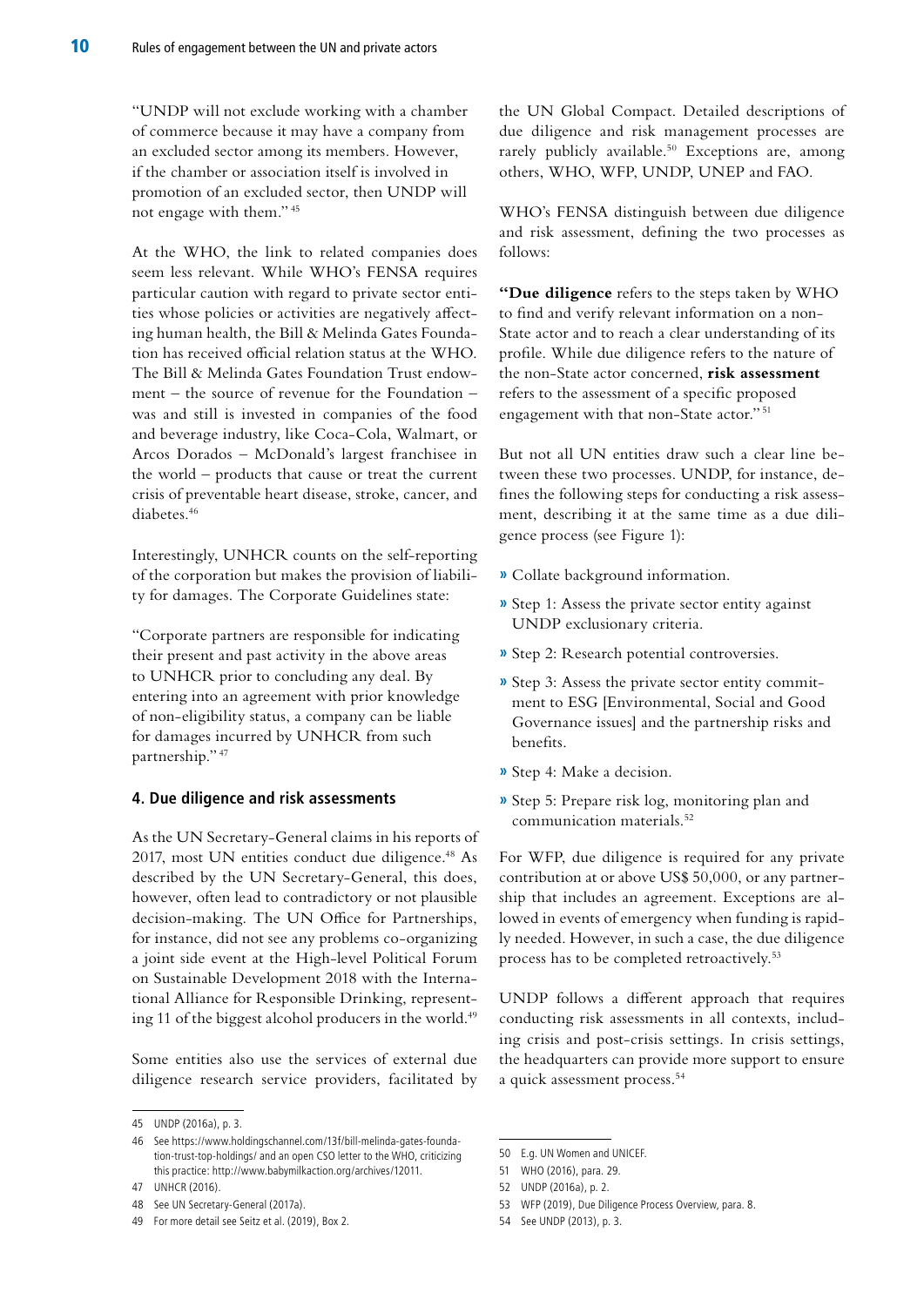"UNDP will not exclude working with a chamber of commerce because it may have a company from an excluded sector among its members. However, if the chamber or association itself is involved in promotion of an excluded sector, then UNDP will not engage with them." [45]

At the WHO, the link to related companies does seem less relevant. While WHO's FENSA requires particular caution with regard to private sector entities whose policies or activities are negatively affecting human health, the Bill & Melinda Gates Foundation has received official relation status at the WHO. The Bill & Melinda Gates Foundation Trust endowment – the source of revenue for the Foundation – was and still is invested in companies of the food and beverage industry, like Coca-Cola, Walmart, or Arcos Dorados – McDonald's largest franchisee in the world – products that cause or treat the current crisis of preventable heart disease, stroke, cancer, and diabetes.[46]

Interestingly, UNHCR counts on the self-reporting of the corporation but makes the provision of liability for damages. The Corporate Guidelines state:

"Corporate partners are responsible for indicating their present and past activity in the above areas to UNHCR prior to concluding any deal. By entering into an agreement with prior knowledge of non-eligibility status, a company can be liable for damages incurred by UNHCR from such partnership." [47]

### 4. Due diligence and risk assessments

As the UN Secretary-General claims in his reports of 2017, most UN entities conduct due diligence.[48] As described by the UN Secretary-General, this does, however, often lead to contradictory or not plausible decision-making. The UN Office for Partnerships, for instance, did not see any problems co-organizing a joint side event at the High-level Political Forum on Sustainable Development 2018 with the International Alliance for Responsible Drinking, representing 11 of the biggest alcohol producers in the world.[49]

Some entities also use the services of external due diligence research service providers, facilitated by the UN Global Compact. Detailed descriptions of due diligence and risk management processes are rarely publicly available.[50] Exceptions are, among others, WHO, WFP, UNDP, UNEP and FAO.

WHO's FENSA distinguish between due diligence and risk assessment, defining the two processes as follows:

"**Due diligence** refers to the steps taken by WHO to find and verify relevant information on a non-State actor and to reach a clear understanding of its profile. While due diligence refers to the nature of the non-State actor concerned, **risk assessment** refers to the assessment of a specific proposed engagement with that non-State actor." [51]

But not all UN entities draw such a clear line between these two processes. UNDP, for instance, defines the following steps for conducting a risk assessment, describing it at the same time as a due diligence process (see Figure 1):

- Collate background information.
- Step 1: Assess the private sector entity against UNDP exclusionary criteria.
- Step 2: Research potential controversies.
- Step 3: Assess the private sector entity commitment to ESG [Environmental, Social and Good Governance issues] and the partnership risks and benefits.
- Step 4: Make a decision.
- Step 5: Prepare risk log, monitoring plan and communication materials.[52]

For WFP, due diligence is required for any private contribution at or above US$ 50,000, or any partnership that includes an agreement. Exceptions are allowed in events of emergency when funding is rapidly needed. However, in such a case, the due diligence process has to be completed retroactively.[53]

UNDP follows a different approach that requires conducting risk assessments in all contexts, including crisis and post-crisis settings. In crisis settings, the headquarters can provide more support to ensure a quick assessment process.[54]

---

45 UNDP (2016a), p. 3.

46 See https://www.holdingschannel.com/13f/bill-melinda-gates-foundation-trust-top-holdings/ and an open CSO letter to the WHO, criticizing this practice: http://www.babymilkaction.org/archives/12011.

47 UNHCR (2016).

48 See UN Secretary-General (2017a).

49 For more detail see Seitz et al. (2019), Box 2.

50 E.g. UN Women and UNICEF.

51 WHO (2016), para. 29.

52 UNDP (2016a), p. 2.

53 WFP (2019), Due Diligence Process Overview, para. 8.

54 See UNDP (2013), p. 3.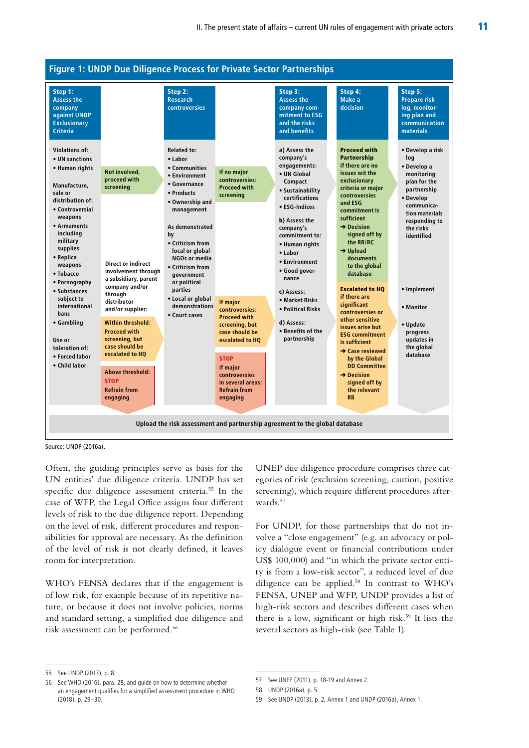**Figure 1: UNDP Due Diligence Process for Private Sector Partnerships**

**Step 1: Assess the company against UNDP Exclusionary Criteria**

Violations of:
- UN sanctions
- Human rights

Manufacture, sale or distribution of:
- Controversial weapons
- Armaments including military supplies
- Replica weapons
- Tobacco
- Pornography
- Substances subject to international bans
- Gambling

Use or toleration of:
- Forced labor
- Child labor

Not involved, proceed with screening

Direct or indirect involvement through a subsidiary, parent company and/or through distributor and/or supplier:

Within threshold: Proceed with screening, but case should be escalated to HQ

Above threshold: STOP Refrain from engaging

**Step 2: Research controversies**

Related to:
- Labor
- Communities
- Environment
- Governance
- Products
- Ownership and management

As demonstrated by
- Criticism from local or global NGOs or media
- Criticism from government or political parties
- Local or global demonstrations
- Court cases

If no major controversies: Proceed with screening

If major controversies: Proceed with screening, but case should be escalated to HQ

STOP If major controversies in several areas: Refrain from engaging

**Step 3: Assess the company commitment to ESG and the risks and benefits**

a) Assess the company's engagements:
- UN Global Compact
- Sustainability certifications
- ESG-Indices

b) Assess the company's commitment to:
- Human rights
- Labor
- Environment
- Good governance

c) Assess:
- Market Risks
- Political Risks

d) Assess:
- Benefits of the partnership

**Step 4: Make a decision**

**Proceed with Partnership** if there are no issues wit the exclusionary criteria or major controversies and ESG commitment is sufficient
- ➔ Decision signed off by the RR/RC
- ➔ Upload documents to the global database

**Escalated to HQ** if there are significant controversies or other sensitive issues arise but ESG commitment is sufficient
- ➔ Case reviewed by the Global DD Committee
- ➔ Decision signed off by the relevant RB

**Step 5: Prepare risk log, monitoring plan and communication materials**

- Develop a risk log
- Develop a monitoring plan for the partnership
- Develop communication materials responding to the risks identified
- Implement
- Monitor
- Update progress updates in the global database

Upload the risk assessment and partnership agreement to the global database

Source: UNDP (2016a).

Often, the guiding principles serve as basis for the UN entities' due diligence criteria. UNDP has set specific due diligence assessment criteria.[55] In the case of WFP, the Legal Office assigns four different levels of risk to the due diligence report. Depending on the level of risk, different procedures and responsibilities for approval are necessary. As the definition of the level of risk is not clearly defined, it leaves room for interpretation.

WHO's FENSA declares that if the engagement is of low risk, for example because of its repetitive nature, or because it does not involve policies, norms and standard setting, a simplified due diligence and risk assessment can be performed.[56]

UNEP due diligence procedure comprises three categories of risk (exclusion screening, caution, positive screening), which require different procedures afterwards.[57]

For UNDP, for those partnerships that do not involve a "close engagement" (e.g. an advocacy or policy dialogue event or financial contributions under US$ 100,000) and "in which the private sector entity is from a low-risk sector", a reduced level of due diligence can be applied.[58] In contrast to WHO's FENSA, UNEP and WFP, UNDP provides a list of high-risk sectors and describes different cases when there is a low, significant or high risk.[59] It lists the several sectors as high-risk (see Table 1).

---

55 See UNDP (2013), p. 8.

56 See WHO (2016), para. 28, and guide on how to determine whether an engagement qualifies for a simplified assessment procedure in WHO (2018), p. 29–30.

57 See UNEP (2011), p. 18-19 and Annex 2.

58 UNDP (2016a), p. 5.

59 See UNDP (2013), p. 2, Annex 1 and UNDP (2016a), Annex 1.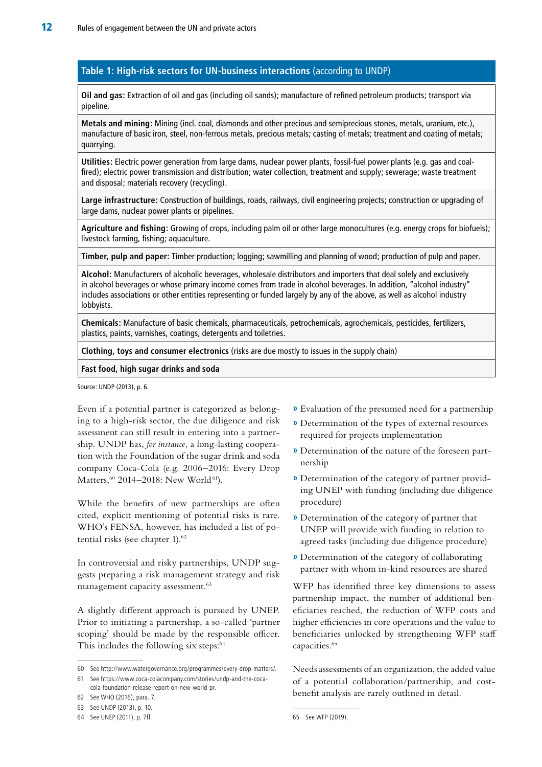**Table 1: High-risk sectors for UN-business interactions** (according to UNDP)

| |
|---|
| **Oil and gas:** Extraction of oil and gas (including oil sands); manufacture of refined petroleum products; transport via pipeline. |
| **Metals and mining:** Mining (incl. coal, diamonds and other precious and semiprecious stones, metals, uranium, etc.), manufacture of basic iron, steel, non-ferrous metals, precious metals; casting of metals; treatment and coating of metals; quarrying. |
| **Utilities:** Electric power generation from large dams, nuclear power plants, fossil-fuel power plants (e.g. gas and coal-fired); electric power transmission and distribution; water collection, treatment and supply; sewerage; waste treatment and disposal; materials recovery (recycling). |
| **Large infrastructure:** Construction of buildings, roads, railways, civil engineering projects; construction or upgrading of large dams, nuclear power plants or pipelines. |
| **Agriculture and fishing:** Growing of crops, including palm oil or other large monocultures (e.g. energy crops for biofuels); livestock farming, fishing; aquaculture. |
| **Timber, pulp and paper:** Timber production; logging; sawmilling and planning of wood; production of pulp and paper. |
| **Alcohol:** Manufacturers of alcoholic beverages, wholesale distributors and importers that deal solely and exclusively in alcohol beverages or whose primary income comes from trade in alcohol beverages. In addition, "alcohol industry" includes associations or other entities representing or funded largely by any of the above, as well as alcohol industry lobbyists. |
| **Chemicals:** Manufacture of basic chemicals, pharmaceuticals, petrochemicals, agrochemicals, pesticides, fertilizers, plastics, paints, varnishes, coatings, detergents and toiletries. |
| **Clothing, toys and consumer electronics** (risks are due mostly to issues in the supply chain) |
| **Fast food, high sugar drinks and soda** |

Source: UNDP (2013), p. 6.

Even if a potential partner is categorized as belonging to a high-risk sector, the due diligence and risk assessment can still result in entering into a partnership. UNDP has, *for instance,* a long-lasting cooperation with the Foundation of the sugar drink and soda company Coca-Cola (e.g. 2006–2016: Every Drop Matters,[60] 2014–2018: New World[61]).

While the benefits of new partnerships are often cited, explicit mentioning of potential risks is rare. WHO's FENSA, however, has included a list of potential risks (see chapter 1).[62]

In controversial and risky partnerships, UNDP suggests preparing a risk management strategy and risk management capacity assessment.[63]

A slightly different approach is pursued by UNEP. Prior to initiating a partnership, a so-called 'partner scoping' should be made by the responsible officer. This includes the following six steps:[64]

- Evaluation of the presumed need for a partnership
- Determination of the types of external resources required for projects implementation
- Determination of the nature of the foreseen partnership
- Determination of the category of partner providing UNEP with funding (including due diligence procedure)
- Determination of the category of partner that UNEP will provide with funding in relation to agreed tasks (including due diligence procedure)
- Determination of the category of collaborating partner with whom in-kind resources are shared

WFP has identified three key dimensions to assess partnership impact, the number of additional beneficiaries reached, the reduction of WFP costs and higher efficiencies in core operations and the value to beneficiaries unlocked by strengthening WFP staff capacities.[65]

Needs assessments of an organization, the added value of a potential collaboration/partnership, and cost-benefit analysis are rarely outlined in detail.

60 See http://www.watergovernance.org/programmes/every-drop-matters/.

61 See https://www.coca-colacompany.com/stories/undp-and-the-coca-cola-foundation-release-report-on-new-world-pr.

62 See WHO (2016), para. 7.

63 See UNDP (2013), p. 10.

64 See UNEP (2011), p. 7ff.

65 See WFP (2019).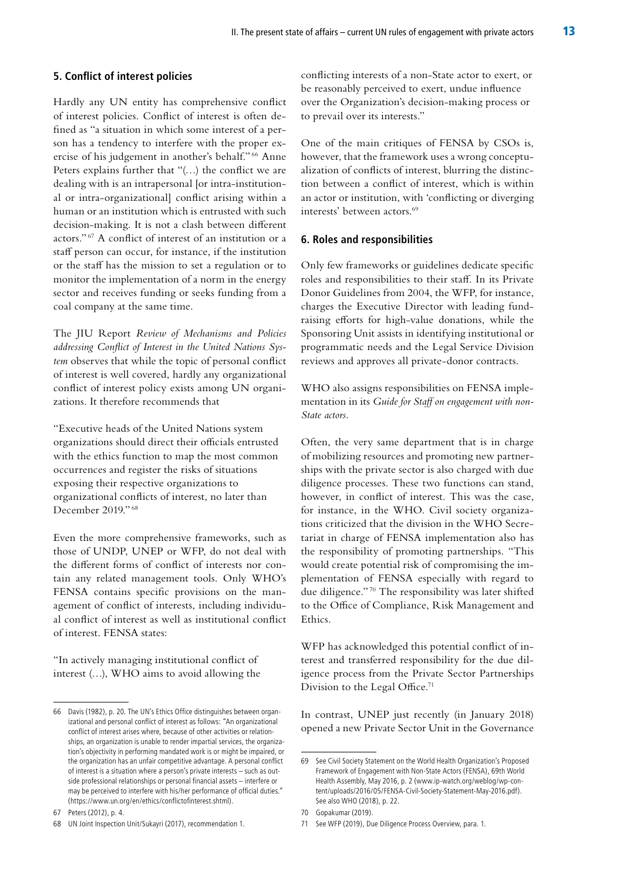## 5. Conflict of interest policies

Hardly any UN entity has comprehensive conflict of interest policies. Conflict of interest is often defined as "a situation in which some interest of a person has a tendency to interfere with the proper exercise of his judgement in another's behalf."[66] Anne Peters explains further that "(…) the conflict we are dealing with is an intrapersonal [or intra-institutional or intra-organizational] conflict arising within a human or an institution which is entrusted with such decision-making. It is not a clash between different actors."[67] A conflict of interest of an institution or a staff person can occur, for instance, if the institution or the staff has the mission to set a regulation or to monitor the implementation of a norm in the energy sector and receives funding or seeks funding from a coal company at the same time.

The JIU Report *Review of Mechanisms and Policies addressing Conflict of Interest in the United Nations System* observes that while the topic of personal conflict of interest is well covered, hardly any organizational conflict of interest policy exists among UN organizations. It therefore recommends that

"Executive heads of the United Nations system organizations should direct their officials entrusted with the ethics function to map the most common occurrences and register the risks of situations exposing their respective organizations to organizational conflicts of interest, no later than December 2019."[68]

Even the more comprehensive frameworks, such as those of UNDP, UNEP or WFP, do not deal with the different forms of conflict of interests nor contain any related management tools. Only WHO's FENSA contains specific provisions on the management of conflict of interests, including individual conflict of interest as well as institutional conflict of interest. FENSA states:

"In actively managing institutional conflict of interest (…), WHO aims to avoid allowing the conflicting interests of a non-State actor to exert, or be reasonably perceived to exert, undue influence over the Organization's decision-making process or to prevail over its interests."

One of the main critiques of FENSA by CSOs is, however, that the framework uses a wrong conceptualization of conflicts of interest, blurring the distinction between a conflict of interest, which is within an actor or institution, with 'conflicting or diverging interests' between actors.[69]

## 6. Roles and responsibilities

Only few frameworks or guidelines dedicate specific roles and responsibilities to their staff. In its Private Donor Guidelines from 2004, the WFP, for instance, charges the Executive Director with leading fundraising efforts for high-value donations, while the Sponsoring Unit assists in identifying institutional or programmatic needs and the Legal Service Division reviews and approves all private-donor contracts.

WHO also assigns responsibilities on FENSA implementation in its *Guide for Staff on engagement with non-State actors*.

Often, the very same department that is in charge of mobilizing resources and promoting new partnerships with the private sector is also charged with due diligence processes. These two functions can stand, however, in conflict of interest. This was the case, for instance, in the WHO. Civil society organizations criticized that the division in the WHO Secretariat in charge of FENSA implementation also has the responsibility of promoting partnerships. "This would create potential risk of compromising the implementation of FENSA especially with regard to due diligence."[70] The responsibility was later shifted to the Office of Compliance, Risk Management and Ethics.

WFP has acknowledged this potential conflict of interest and transferred responsibility for the due diligence process from the Private Sector Partnerships Division to the Legal Office.[71]

In contrast, UNEP just recently (in January 2018) opened a new Private Sector Unit in the Governance

---

66 Davis (1982), p. 20. The UN's Ethics Office distinguishes between organizational and personal conflict of interest as follows: "An organizational conflict of interest arises where, because of other activities or relationships, an organization is unable to render impartial services, the organization's objectivity in performing mandated work is or might be impaired, or the organization has an unfair competitive advantage. A personal conflict of interest is a situation where a person's private interests – such as outside professional relationships or personal financial assets – interfere or may be perceived to interfere with his/her performance of official duties." (https://www.un.org/en/ethics/conflictofinterest.shtml).

67 Peters (2012), p. 4.

68 UN Joint Inspection Unit/Sukayri (2017), recommendation 1.

69 See Civil Society Statement on the World Health Organization's Proposed Framework of Engagement with Non-State Actors (FENSA), 69th World Health Assembly, May 2016, p. 2 (www.ip-watch.org/weblog/wp-content/uploads/2016/05/FENSA-Civil-Society-Statement-May-2016.pdf). See also WHO (2018), p. 22.

70 Gopakumar (2019).

71 See WFP (2019), Due Diligence Process Overview, para. 1.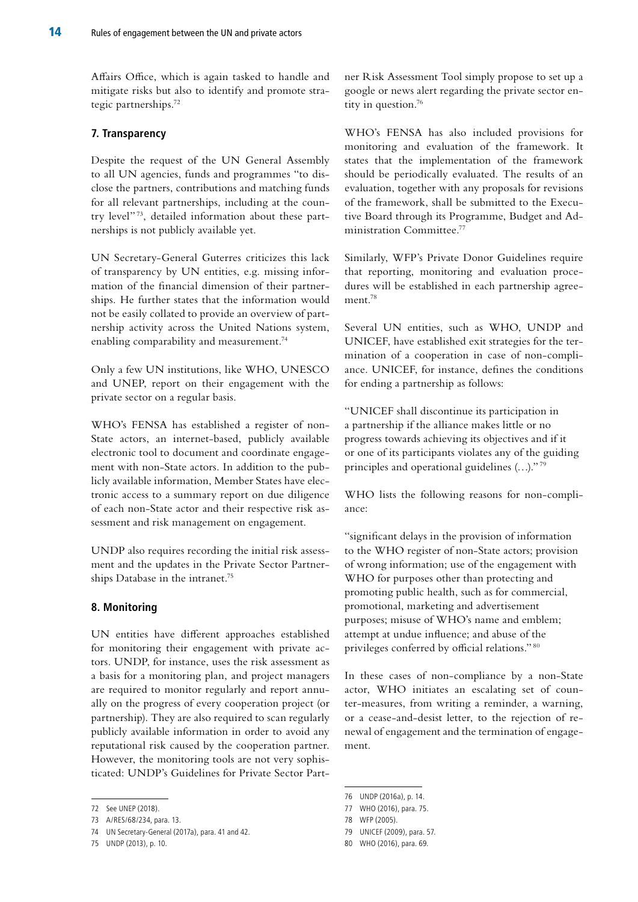Affairs Office, which is again tasked to handle and mitigate risks but also to identify and promote strategic partnerships.[72]

### 7. Transparency

Despite the request of the UN General Assembly to all UN agencies, funds and programmes "to disclose the partners, contributions and matching funds for all relevant partnerships, including at the country level"[73], detailed information about these partnerships is not publicly available yet.

UN Secretary-General Guterres criticizes this lack of transparency by UN entities, e.g. missing information of the financial dimension of their partnerships. He further states that the information would not be easily collated to provide an overview of partnership activity across the United Nations system, enabling comparability and measurement.[74]

Only a few UN institutions, like WHO, UNESCO and UNEP, report on their engagement with the private sector on a regular basis.

WHO's FENSA has established a register of non-State actors, an internet-based, publicly available electronic tool to document and coordinate engagement with non-State actors. In addition to the publicly available information, Member States have electronic access to a summary report on due diligence of each non-State actor and their respective risk assessment and risk management on engagement.

UNDP also requires recording the initial risk assessment and the updates in the Private Sector Partnerships Database in the intranet.[75]

### 8. Monitoring

UN entities have different approaches established for monitoring their engagement with private actors. UNDP, for instance, uses the risk assessment as a basis for a monitoring plan, and project managers are required to monitor regularly and report annually on the progress of every cooperation project (or partnership). They are also required to scan regularly publicly available information in order to avoid any reputational risk caused by the cooperation partner. However, the monitoring tools are not very sophisticated: UNDP's Guidelines for Private Sector Partner Risk Assessment Tool simply propose to set up a google or news alert regarding the private sector entity in question.[76]

WHO's FENSA has also included provisions for monitoring and evaluation of the framework. It states that the implementation of the framework should be periodically evaluated. The results of an evaluation, together with any proposals for revisions of the framework, shall be submitted to the Executive Board through its Programme, Budget and Administration Committee.[77]

Similarly, WFP's Private Donor Guidelines require that reporting, monitoring and evaluation procedures will be established in each partnership agreement.[78]

Several UN entities, such as WHO, UNDP and UNICEF, have established exit strategies for the termination of a cooperation in case of non-compliance. UNICEF, for instance, defines the conditions for ending a partnership as follows:

"UNICEF shall discontinue its participation in a partnership if the alliance makes little or no progress towards achieving its objectives and if it or one of its participants violates any of the guiding principles and operational guidelines (…)."[79]

WHO lists the following reasons for non-compliance:

"significant delays in the provision of information to the WHO register of non-State actors; provision of wrong information; use of the engagement with WHO for purposes other than protecting and promoting public health, such as for commercial, promotional, marketing and advertisement purposes; misuse of WHO's name and emblem; attempt at undue influence; and abuse of the privileges conferred by official relations."[80]

In these cases of non-compliance by a non-State actor, WHO initiates an escalating set of counter-measures, from writing a reminder, a warning, or a cease-and-desist letter, to the rejection of renewal of engagement and the termination of engagement.

---

72 See UNEP (2018).

73 A/RES/68/234, para. 13.

74 UN Secretary-General (2017a), para. 41 and 42.

75 UNDP (2013), p. 10.

76 UNDP (2016a), p. 14.

77 WHO (2016), para. 75.

78 WFP (2005).

79 UNICEF (2009), para. 57.

80 WHO (2016), para. 69.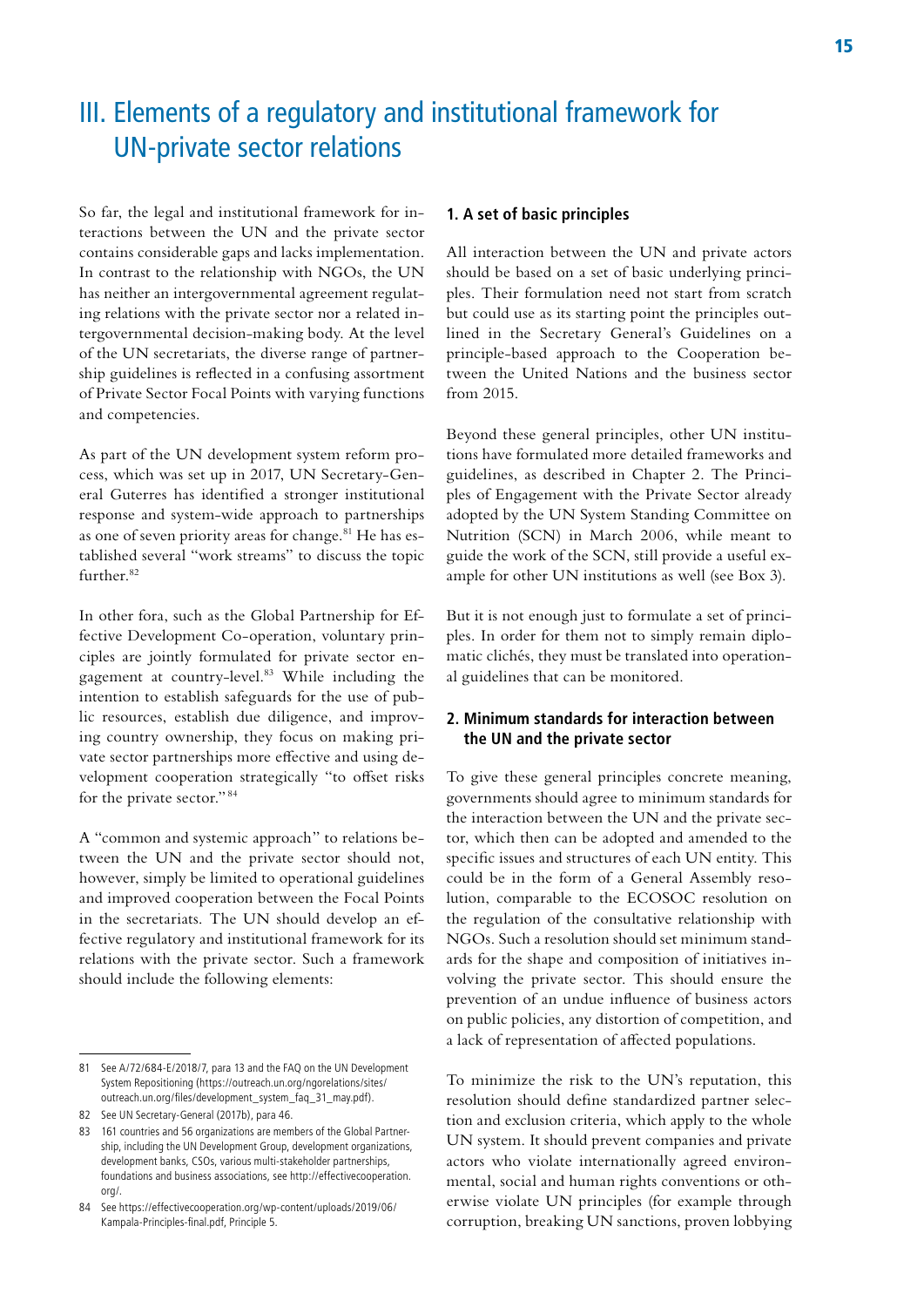# III. Elements of a regulatory and institutional framework for UN-private sector relations

So far, the legal and institutional framework for interactions between the UN and the private sector contains considerable gaps and lacks implementation. In contrast to the relationship with NGOs, the UN has neither an intergovernmental agreement regulating relations with the private sector nor a related intergovernmental decision-making body. At the level of the UN secretariats, the diverse range of partnership guidelines is reflected in a confusing assortment of Private Sector Focal Points with varying functions and competencies.

As part of the UN development system reform process, which was set up in 2017, UN Secretary-General Guterres has identified a stronger institutional response and system-wide approach to partnerships as one of seven priority areas for change.[81] He has established several "work streams" to discuss the topic further.[82]

In other fora, such as the Global Partnership for Effective Development Co-operation, voluntary principles are jointly formulated for private sector engagement at country-level.[83] While including the intention to establish safeguards for the use of public resources, establish due diligence, and improving country ownership, they focus on making private sector partnerships more effective and using development cooperation strategically "to offset risks for the private sector."[84]

A "common and systemic approach" to relations between the UN and the private sector should not, however, simply be limited to operational guidelines and improved cooperation between the Focal Points in the secretariats. The UN should develop an effective regulatory and institutional framework for its relations with the private sector. Such a framework should include the following elements:

### 1. A set of basic principles

All interaction between the UN and private actors should be based on a set of basic underlying principles. Their formulation need not start from scratch but could use as its starting point the principles outlined in the Secretary General's Guidelines on a principle-based approach to the Cooperation between the United Nations and the business sector from 2015.

Beyond these general principles, other UN institutions have formulated more detailed frameworks and guidelines, as described in Chapter 2. The Principles of Engagement with the Private Sector already adopted by the UN System Standing Committee on Nutrition (SCN) in March 2006, while meant to guide the work of the SCN, still provide a useful example for other UN institutions as well (see Box 3).

But it is not enough just to formulate a set of principles. In order for them not to simply remain diplomatic clichés, they must be translated into operational guidelines that can be monitored.

### 2. Minimum standards for interaction between the UN and the private sector

To give these general principles concrete meaning, governments should agree to minimum standards for the interaction between the UN and the private sector, which then can be adopted and amended to the specific issues and structures of each UN entity. This could be in the form of a General Assembly resolution, comparable to the ECOSOC resolution on the regulation of the consultative relationship with NGOs. Such a resolution should set minimum standards for the shape and composition of initiatives involving the private sector. This should ensure the prevention of an undue influence of business actors on public policies, any distortion of competition, and a lack of representation of affected populations.

To minimize the risk to the UN's reputation, this resolution should define standardized partner selection and exclusion criteria, which apply to the whole UN system. It should prevent companies and private actors who violate internationally agreed environmental, social and human rights conventions or otherwise violate UN principles (for example through corruption, breaking UN sanctions, proven lobbying

---

81 See A/72/684-E/2018/7, para 13 and the FAQ on the UN Development System Repositioning (https://outreach.un.org/ngorelations/sites/outreach.un.org/files/development_system_faq_31_may.pdf).

82 See UN Secretary-General (2017b), para 46.

83 161 countries and 56 organizations are members of the Global Partnership, including the UN Development Group, development organizations, development banks, CSOs, various multi-stakeholder partnerships, foundations and business associations, see http://effectivecooperation.org/.

84 See https://effectivecooperation.org/wp-content/uploads/2019/06/Kampala-Principles-final.pdf, Principle 5.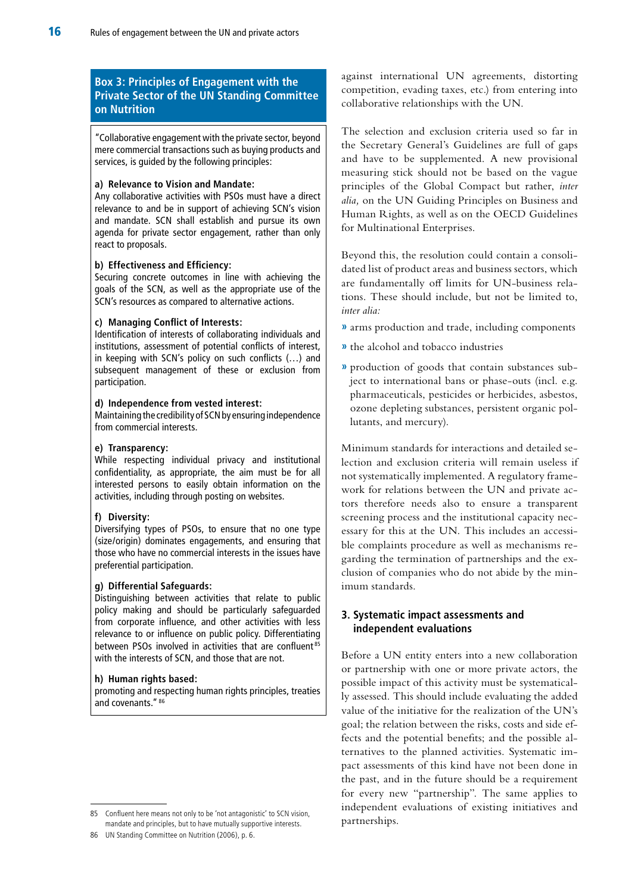### Box 3: Principles of Engagement with the Private Sector of the UN Standing Committee on Nutrition

"Collaborative engagement with the private sector, beyond mere commercial transactions such as buying products and services, is guided by the following principles:

**a) Relevance to Vision and Mandate:**
Any collaborative activities with PSOs must have a direct relevance to and be in support of achieving SCN's vision and mandate. SCN shall establish and pursue its own agenda for private sector engagement, rather than only react to proposals.

**b) Effectiveness and Efficiency:**
Securing concrete outcomes in line with achieving the goals of the SCN, as well as the appropriate use of the SCN's resources as compared to alternative actions.

**c) Managing Conflict of Interests:**
Identification of interests of collaborating individuals and institutions, assessment of potential conflicts of interest, in keeping with SCN's policy on such conflicts (…) and subsequent management of these or exclusion from participation.

**d) Independence from vested interest:**
Maintaining the credibility of SCN by ensuring independence from commercial interests.

**e) Transparency:**
While respecting individual privacy and institutional confidentiality, as appropriate, the aim must be for all interested persons to easily obtain information on the activities, including through posting on websites.

**f) Diversity:**
Diversifying types of PSOs, to ensure that no one type (size/origin) dominates engagements, and ensuring that those who have no commercial interests in the issues have preferential participation.

**g) Differential Safeguards:**
Distinguishing between activities that relate to public policy making and should be particularly safeguarded from corporate influence, and other activities with less relevance to or influence on public policy. Differentiating between PSOs involved in activities that are confluent[85] with the interests of SCN, and those that are not.

**h) Human rights based:**
promoting and respecting human rights principles, treaties and covenants."[86]

against international UN agreements, distorting competition, evading taxes, etc.) from entering into collaborative relationships with the UN.

The selection and exclusion criteria used so far in the Secretary General's Guidelines are full of gaps and have to be supplemented. A new provisional measuring stick should not be based on the vague principles of the Global Compact but rather, *inter alia,* on the UN Guiding Principles on Business and Human Rights, as well as on the OECD Guidelines for Multinational Enterprises.

Beyond this, the resolution could contain a consolidated list of product areas and business sectors, which are fundamentally off limits for UN-business relations. These should include, but not be limited to, *inter alia:*

- arms production and trade, including components
- the alcohol and tobacco industries
- production of goods that contain substances subject to international bans or phase-outs (incl. e.g. pharmaceuticals, pesticides or herbicides, asbestos, ozone depleting substances, persistent organic pollutants, and mercury).

Minimum standards for interactions and detailed selection and exclusion criteria will remain useless if not systematically implemented. A regulatory framework for relations between the UN and private actors therefore needs also to ensure a transparent screening process and the institutional capacity necessary for this at the UN. This includes an accessible complaints procedure as well as mechanisms regarding the termination of partnerships and the exclusion of companies who do not abide by the minimum standards.

## 3. Systematic impact assessments and independent evaluations

Before a UN entity enters into a new collaboration or partnership with one or more private actors, the possible impact of this activity must be systematically assessed. This should include evaluating the added value of the initiative for the realization of the UN's goal; the relation between the risks, costs and side effects and the potential benefits; and the possible alternatives to the planned activities. Systematic impact assessments of this kind have not been done in the past, and in the future should be a requirement for every new "partnership". The same applies to independent evaluations of existing initiatives and partnerships.

---

85 Confluent here means not only to be 'not antagonistic' to SCN vision, mandate and principles, but to have mutually supportive interests.

86 UN Standing Committee on Nutrition (2006), p. 6.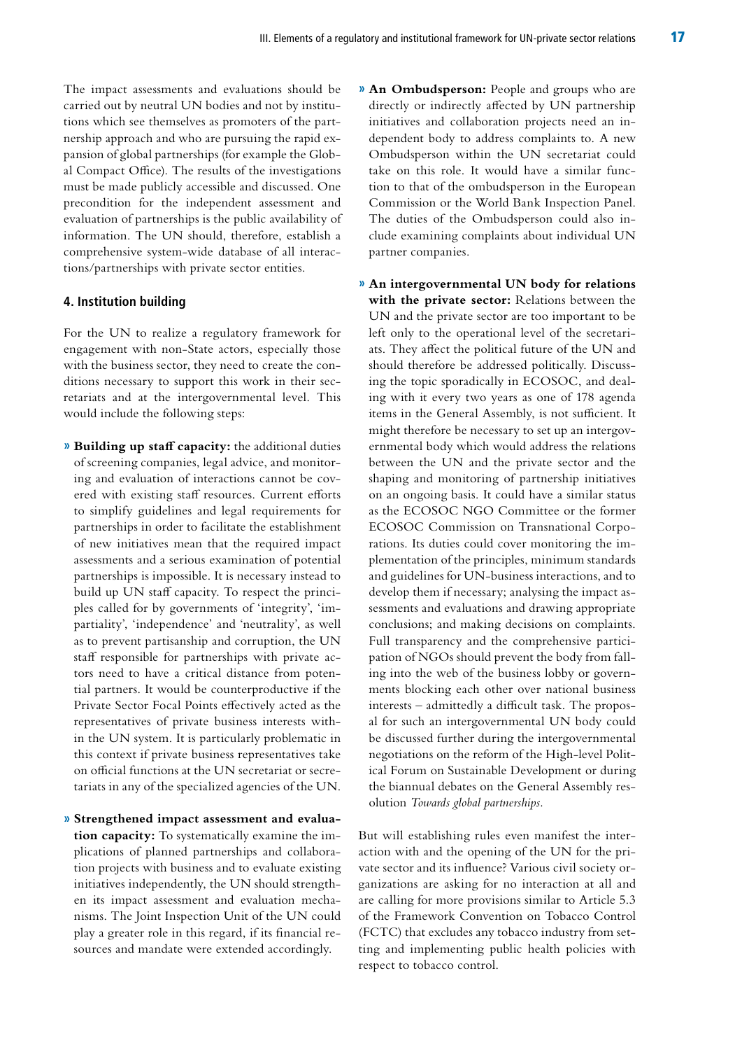The impact assessments and evaluations should be carried out by neutral UN bodies and not by institutions which see themselves as promoters of the partnership approach and who are pursuing the rapid expansion of global partnerships (for example the Global Compact Office). The results of the investigations must be made publicly accessible and discussed. One precondition for the independent assessment and evaluation of partnerships is the public availability of information. The UN should, therefore, establish a comprehensive system-wide database of all interactions/partnerships with private sector entities.

### 4. Institution building

For the UN to realize a regulatory framework for engagement with non-State actors, especially those with the business sector, they need to create the conditions necessary to support this work in their secretariats and at the intergovernmental level. This would include the following steps:

- **Building up staff capacity:** the additional duties of screening companies, legal advice, and monitoring and evaluation of interactions cannot be covered with existing staff resources. Current efforts to simplify guidelines and legal requirements for partnerships in order to facilitate the establishment of new initiatives mean that the required impact assessments and a serious examination of potential partnerships is impossible. It is necessary instead to build up UN staff capacity. To respect the principles called for by governments of 'integrity', 'impartiality', 'independence' and 'neutrality', as well as to prevent partisanship and corruption, the UN staff responsible for partnerships with private actors need to have a critical distance from potential partners. It would be counterproductive if the Private Sector Focal Points effectively acted as the representatives of private business interests within the UN system. It is particularly problematic in this context if private business representatives take on official functions at the UN secretariat or secretariats in any of the specialized agencies of the UN.

- **Strengthened impact assessment and evaluation capacity:** To systematically examine the implications of planned partnerships and collaboration projects with business and to evaluate existing initiatives independently, the UN should strengthen its impact assessment and evaluation mechanisms. The Joint Inspection Unit of the UN could play a greater role in this regard, if its financial resources and mandate were extended accordingly.

- **An Ombudsperson:** People and groups who are directly or indirectly affected by UN partnership initiatives and collaboration projects need an independent body to address complaints to. A new Ombudsperson within the UN secretariat could take on this role. It would have a similar function to that of the ombudsperson in the European Commission or the World Bank Inspection Panel. The duties of the Ombudsperson could also include examining complaints about individual UN partner companies.

- **An intergovernmental UN body for relations with the private sector:** Relations between the UN and the private sector are too important to be left only to the operational level of the secretariats. They affect the political future of the UN and should therefore be addressed politically. Discussing the topic sporadically in ECOSOC, and dealing with it every two years as one of 178 agenda items in the General Assembly, is not sufficient. It might therefore be necessary to set up an intergovernmental body which would address the relations between the UN and the private sector and the shaping and monitoring of partnership initiatives on an ongoing basis. It could have a similar status as the ECOSOC NGO Committee or the former ECOSOC Commission on Transnational Corporations. Its duties could cover monitoring the implementation of the principles, minimum standards and guidelines for UN-business interactions, and to develop them if necessary; analysing the impact assessments and evaluations and drawing appropriate conclusions; and making decisions on complaints. Full transparency and the comprehensive participation of NGOs should prevent the body from falling into the web of the business lobby or governments blocking each other over national business interests – admittedly a difficult task. The proposal for such an intergovernmental UN body could be discussed further during the intergovernmental negotiations on the reform of the High-level Political Forum on Sustainable Development or during the biannual debates on the General Assembly resolution *Towards global partnerships.*

But will establishing rules even manifest the interaction with and the opening of the UN for the private sector and its influence? Various civil society organizations are asking for no interaction at all and are calling for more provisions similar to Article 5.3 of the Framework Convention on Tobacco Control (FCTC) that excludes any tobacco industry from setting and implementing public health policies with respect to tobacco control.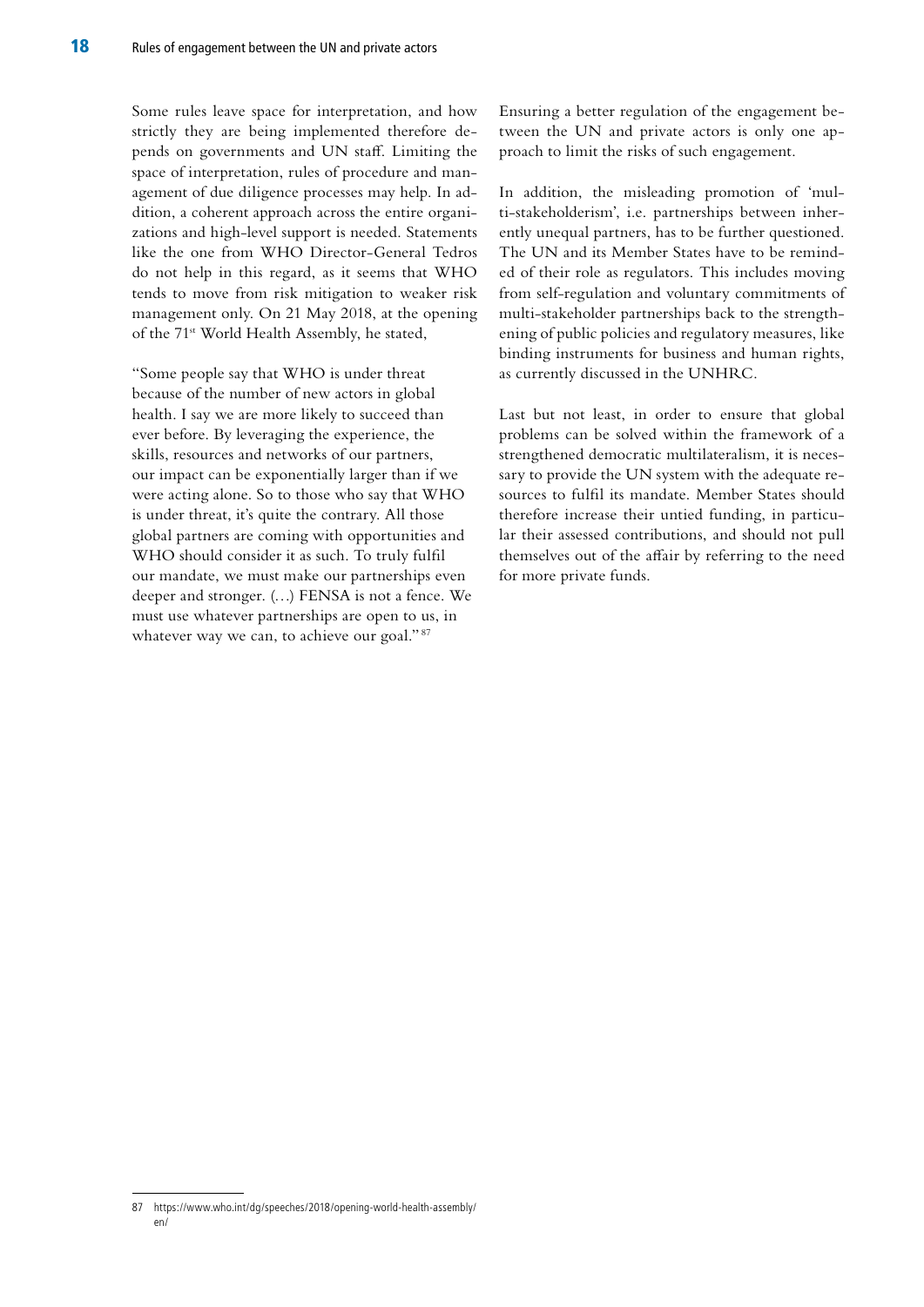Some rules leave space for interpretation, and how strictly they are being implemented therefore depends on governments and UN staff. Limiting the space of interpretation, rules of procedure and management of due diligence processes may help. In addition, a coherent approach across the entire organizations and high-level support is needed. Statements like the one from WHO Director-General Tedros do not help in this regard, as it seems that WHO tends to move from risk mitigation to weaker risk management only. On 21 May 2018, at the opening of the 71st World Health Assembly, he stated,

> "Some people say that WHO is under threat because of the number of new actors in global health. I say we are more likely to succeed than ever before. By leveraging the experience, the skills, resources and networks of our partners, our impact can be exponentially larger than if we were acting alone. So to those who say that WHO is under threat, it's quite the contrary. All those global partners are coming with opportunities and WHO should consider it as such. To truly fulfil our mandate, we must make our partnerships even deeper and stronger. (…) FENSA is not a fence. We must use whatever partnerships are open to us, in whatever way we can, to achieve our goal." [87]

Ensuring a better regulation of the engagement between the UN and private actors is only one approach to limit the risks of such engagement.

In addition, the misleading promotion of 'multi-stakeholderism', i.e. partnerships between inherently unequal partners, has to be further questioned. The UN and its Member States have to be reminded of their role as regulators. This includes moving from self-regulation and voluntary commitments of multi-stakeholder partnerships back to the strengthening of public policies and regulatory measures, like binding instruments for business and human rights, as currently discussed in the UNHRC.

Last but not least, in order to ensure that global problems can be solved within the framework of a strengthened democratic multilateralism, it is necessary to provide the UN system with the adequate resources to fulfil its mandate. Member States should therefore increase their untied funding, in particular their assessed contributions, and should not pull themselves out of the affair by referring to the need for more private funds.

---

87 https://www.who.int/dg/speeches/2018/opening-world-health-assembly/en/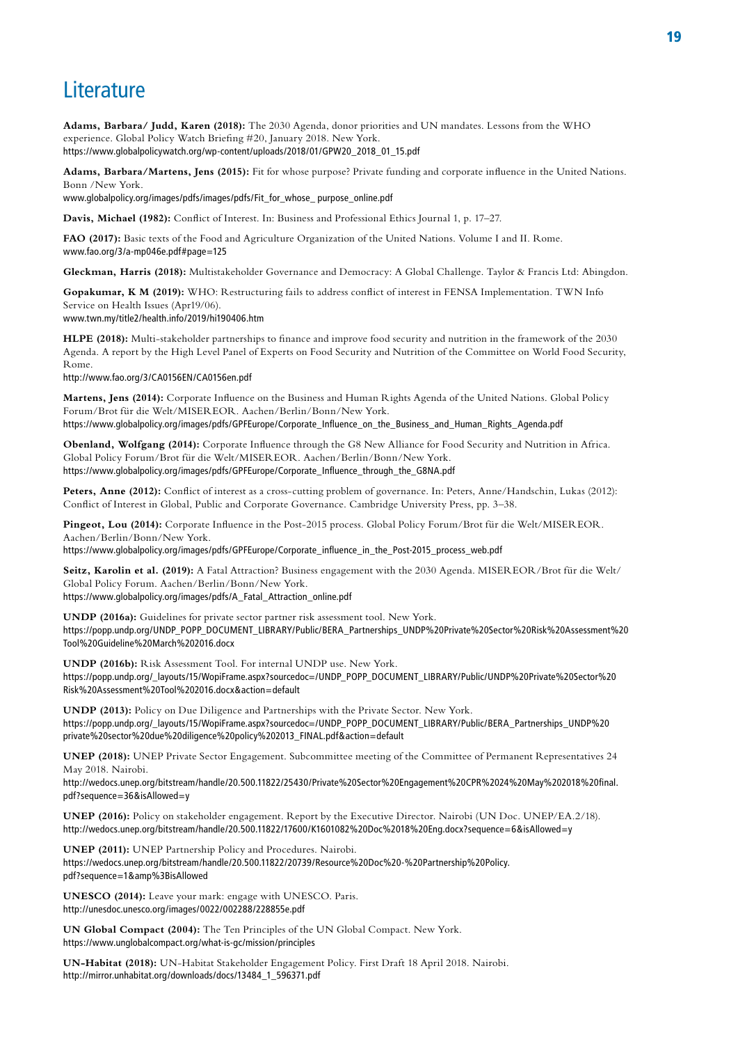# Literature

**Adams, Barbara/ Judd, Karen (2018):** The 2030 Agenda, donor priorities and UN mandates. Lessons from the WHO experience. Global Policy Watch Briefing #20, January 2018. New York.
https://www.globalpolicywatch.org/wp-content/uploads/2018/01/GPW20_2018_01_15.pdf

**Adams, Barbara/Martens, Jens (2015):** Fit for whose purpose? Private funding and corporate influence in the United Nations. Bonn /New York.
www.globalpolicy.org/images/pdfs/images/pdfs/Fit_for_whose_ purpose_online.pdf

**Davis, Michael (1982):** Conflict of Interest. In: Business and Professional Ethics Journal 1, p. 17–27.

**FAO (2017):** Basic texts of the Food and Agriculture Organization of the United Nations. Volume I and II. Rome.
www.fao.org/3/a-mp046e.pdf#page=125

**Gleckman, Harris (2018):** Multistakeholder Governance and Democracy: A Global Challenge. Taylor & Francis Ltd: Abingdon.

**Gopakumar, K M (2019):** WHO: Restructuring fails to address conflict of interest in FENSA Implementation. TWN Info Service on Health Issues (Apr19/06).
www.twn.my/title2/health.info/2019/hi190406.htm

**HLPE (2018):** Multi-stakeholder partnerships to finance and improve food security and nutrition in the framework of the 2030 Agenda. A report by the High Level Panel of Experts on Food Security and Nutrition of the Committee on World Food Security, Rome.
http://www.fao.org/3/CA0156EN/CA0156en.pdf

**Martens, Jens (2014):** Corporate Influence on the Business and Human Rights Agenda of the United Nations. Global Policy Forum/Brot für die Welt/MISEREOR. Aachen/Berlin/Bonn/New York.
https://www.globalpolicy.org/images/pdfs/GPFEurope/Corporate_Influence_on_the_Business_and_Human_Rights_Agenda.pdf

**Obenland, Wolfgang (2014):** Corporate Influence through the G8 New Alliance for Food Security and Nutrition in Africa. Global Policy Forum/Brot für die Welt/MISEREOR. Aachen/Berlin/Bonn/New York.
https://www.globalpolicy.org/images/pdfs/GPFEurope/Corporate_Influence_through_the_G8NA.pdf

**Peters, Anne (2012):** Conflict of interest as a cross-cutting problem of governance. In: Peters, Anne/Handschin, Lukas (2012): Conflict of Interest in Global, Public and Corporate Governance. Cambridge University Press, pp. 3–38.

**Pingeot, Lou (2014):** Corporate Influence in the Post-2015 process. Global Policy Forum/Brot für die Welt/MISEREOR. Aachen/Berlin/Bonn/New York.
https://www.globalpolicy.org/images/pdfs/GPFEurope/Corporate_influence_in_the_Post-2015_process_web.pdf

**Seitz, Karolin et al. (2019):** A Fatal Attraction? Business engagement with the 2030 Agenda. MISEREOR/Brot für die Welt/ Global Policy Forum. Aachen/Berlin/Bonn/New York.
https://www.globalpolicy.org/images/pdfs/A_Fatal_Attraction_online.pdf

**UNDP (2016a):** Guidelines for private sector partner risk assessment tool. New York.
https://popp.undp.org/UNDP_POPP_DOCUMENT_LIBRARY/Public/BERA_Partnerships_UNDP%20Private%20Sector%20Risk%20Assessment%20Tool%20Guideline%20March%202016.docx

**UNDP (2016b):** Risk Assessment Tool. For internal UNDP use. New York.
https://popp.undp.org/_layouts/15/WopiFrame.aspx?sourcedoc=/UNDP_POPP_DOCUMENT_LIBRARY/Public/UNDP%20Private%20Sector%20Risk%20Assessment%20Tool%202016.docx&action=default

**UNDP (2013):** Policy on Due Diligence and Partnerships with the Private Sector. New York.
https://popp.undp.org/_layouts/15/WopiFrame.aspx?sourcedoc=/UNDP_POPP_DOCUMENT_LIBRARY/Public/BERA_Partnerships_UNDP%20private%20sector%20due%20diligence%20policy%202013_FINAL.pdf&action=default

**UNEP (2018):** UNEP Private Sector Engagement. Subcommittee meeting of the Committee of Permanent Representatives 24 May 2018. Nairobi.
http://wedocs.unep.org/bitstream/handle/20.500.11822/25430/Private%20Sector%20Engagement%20CPR%2024%20May%202018%20final.pdf?sequence=36&isAllowed=y

**UNEP (2016):** Policy on stakeholder engagement. Report by the Executive Director. Nairobi (UN Doc. UNEP/EA.2/18).
http://wedocs.unep.org/bitstream/handle/20.500.11822/17600/K1601082%20Doc%2018%20Eng.docx?sequence=6&isAllowed=y

**UNEP (2011):** UNEP Partnership Policy and Procedures. Nairobi.
https://wedocs.unep.org/bitstream/handle/20.500.11822/20739/Resource%20Doc%20-%20Partnership%20Policy.pdf?sequence=1&amp%3BisAllowed

**UNESCO (2014):** Leave your mark: engage with UNESCO. Paris.
http://unesdoc.unesco.org/images/0022/002288/228855e.pdf

**UN Global Compact (2004):** The Ten Principles of the UN Global Compact. New York.
https://www.unglobalcompact.org/what-is-gc/mission/principles

**UN-Habitat (2018):** UN-Habitat Stakeholder Engagement Policy. First Draft 18 April 2018. Nairobi.
http://mirror.unhabitat.org/downloads/docs/13484_1_596371.pdf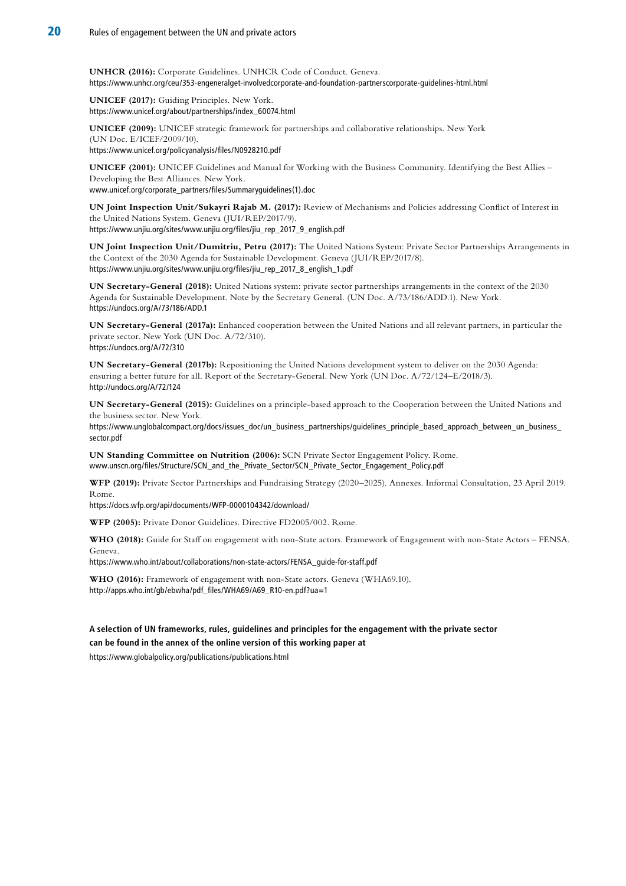**UNHCR (2016):** Corporate Guidelines. UNHCR Code of Conduct. Geneva.
https://www.unhcr.org/ceu/353-engeneralget-involvedcorporate-and-foundation-partnerscorporate-guidelines-html.html

**UNICEF (2017):** Guiding Principles. New York.
https://www.unicef.org/about/partnerships/index_60074.html

**UNICEF (2009):** UNICEF strategic framework for partnerships and collaborative relationships. New York (UN Doc. E/ICEF/2009/10).
https://www.unicef.org/policyanalysis/files/N0928210.pdf

**UNICEF (2001):** UNICEF Guidelines and Manual for Working with the Business Community. Identifying the Best Allies – Developing the Best Alliances. New York.
www.unicef.org/corporate_partners/files/Summaryguidelines(1).doc

**UN Joint Inspection Unit/Sukayri Rajab M. (2017):** Review of Mechanisms and Policies addressing Conflict of Interest in the United Nations System. Geneva (JUI/REP/2017/9).
https://www.unjiu.org/sites/www.unjiu.org/files/jiu_rep_2017_9_english.pdf

**UN Joint Inspection Unit/Dumitriu, Petru (2017):** The United Nations System: Private Sector Partnerships Arrangements in the Context of the 2030 Agenda for Sustainable Development. Geneva (JUI/REP/2017/8).
https://www.unjiu.org/sites/www.unjiu.org/files/jiu_rep_2017_8_english_1.pdf

**UN Secretary-General (2018):** United Nations system: private sector partnerships arrangements in the context of the 2030 Agenda for Sustainable Development. Note by the Secretary General. (UN Doc. A/73/186/ADD.1). New York.
https://undocs.org/A/73/186/ADD.1

**UN Secretary-General (2017a):** Enhanced cooperation between the United Nations and all relevant partners, in particular the private sector. New York (UN Doc. A/72/310).
https://undocs.org/A/72/310

**UN Secretary-General (2017b):** Repositioning the United Nations development system to deliver on the 2030 Agenda: ensuring a better future for all. Report of the Secretary-General. New York (UN Doc. A/72/124–E/2018/3).
http://undocs.org/A/72/124

**UN Secretary-General (2015):** Guidelines on a principle-based approach to the Cooperation between the United Nations and the business sector. New York.
https://www.unglobalcompact.org/docs/issues_doc/un_business_partnerships/guidelines_principle_based_approach_between_un_business_sector.pdf

**UN Standing Committee on Nutrition (2006):** SCN Private Sector Engagement Policy. Rome.
www.unscn.org/files/Structure/SCN_and_the_Private_Sector/SCN_Private_Sector_Engagement_Policy.pdf

**WFP (2019):** Private Sector Partnerships and Fundraising Strategy (2020–2025). Annexes. Informal Consultation, 23 April 2019. Rome.
https://docs.wfp.org/api/documents/WFP-0000104342/download/

**WFP (2005):** Private Donor Guidelines. Directive FD2005/002. Rome.

**WHO (2018):** Guide for Staff on engagement with non-State actors. Framework of Engagement with non-State Actors – FENSA. Geneva.
https://www.who.int/about/collaborations/non-state-actors/FENSA_guide-for-staff.pdf

**WHO (2016):** Framework of engagement with non-State actors. Geneva (WHA69.10).
http://apps.who.int/gb/ebwha/pdf_files/WHA69/A69_R10-en.pdf?ua=1

**A selection of UN frameworks, rules, guidelines and principles for the engagement with the private sector can be found in the annex of the online version of this working paper at**
https://www.globalpolicy.org/publications/publications.html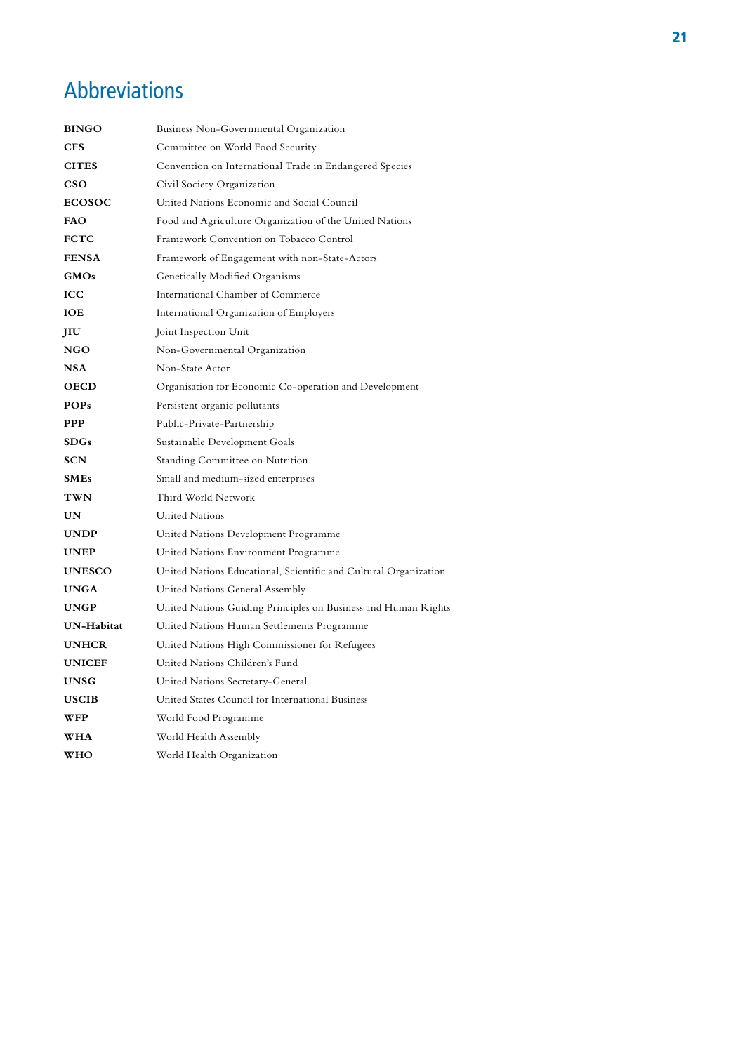# Abbreviations

| | |
|---|---|
| **BINGO** | Business Non-Governmental Organization |
| **CFS** | Committee on World Food Security |
| **CITES** | Convention on International Trade in Endangered Species |
| **CSO** | Civil Society Organization |
| **ECOSOC** | United Nations Economic and Social Council |
| **FAO** | Food and Agriculture Organization of the United Nations |
| **FCTC** | Framework Convention on Tobacco Control |
| **FENSA** | Framework of Engagement with non-State-Actors |
| **GMOs** | Genetically Modified Organisms |
| **ICC** | International Chamber of Commerce |
| **IOE** | International Organization of Employers |
| **JIU** | Joint Inspection Unit |
| **NGO** | Non-Governmental Organization |
| **NSA** | Non-State Actor |
| **OECD** | Organisation for Economic Co-operation and Development |
| **POPs** | Persistent organic pollutants |
| **PPP** | Public-Private-Partnership |
| **SDGs** | Sustainable Development Goals |
| **SCN** | Standing Committee on Nutrition |
| **SMEs** | Small and medium-sized enterprises |
| **TWN** | Third World Network |
| **UN** | United Nations |
| **UNDP** | United Nations Development Programme |
| **UNEP** | United Nations Environment Programme |
| **UNESCO** | United Nations Educational, Scientific and Cultural Organization |
| **UNGA** | United Nations General Assembly |
| **UNGP** | United Nations Guiding Principles on Business and Human Rights |
| **UN-Habitat** | United Nations Human Settlements Programme |
| **UNHCR** | United Nations High Commissioner for Refugees |
| **UNICEF** | United Nations Children's Fund |
| **UNSG** | United Nations Secretary-General |
| **USCIB** | United States Council for International Business |
| **WFP** | World Food Programme |
| **WHA** | World Health Assembly |
| **WHO** | World Health Organization |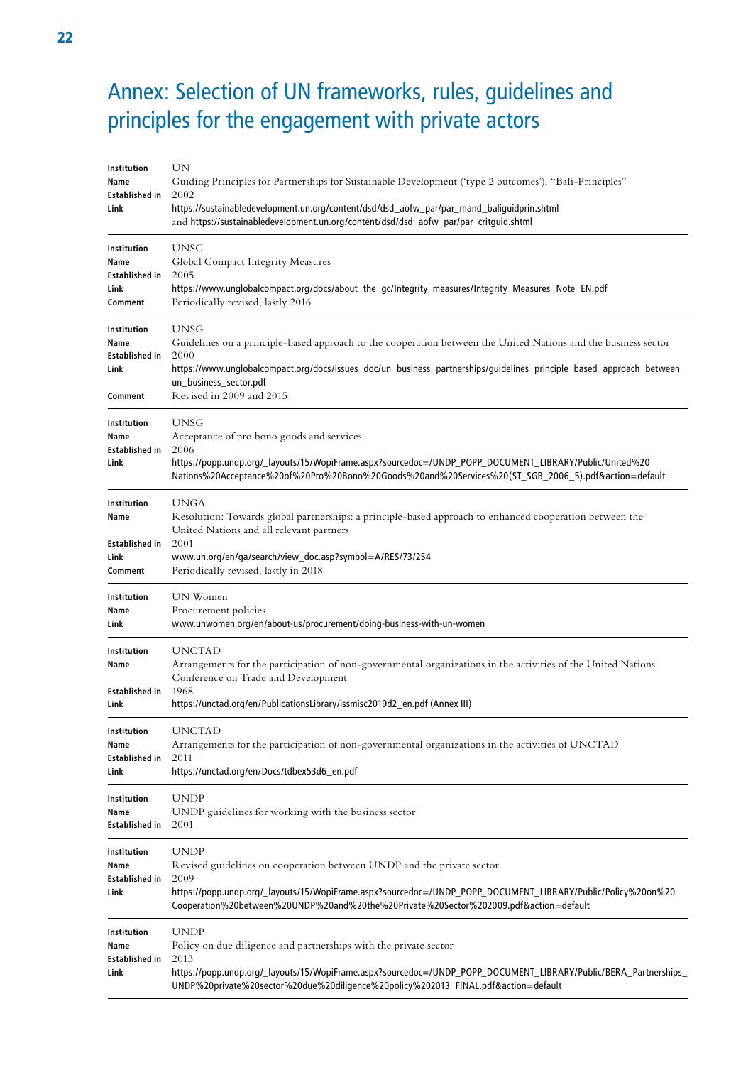# Annex: Selection of UN frameworks, rules, guidelines and principles for the engagement with private actors

| | |
|---|---|
| **Institution** | UN |
| **Name** | Guiding Principles for Partnerships for Sustainable Development ('type 2 outcomes'), "Bali-Principles" |
| **Established in** | 2002 |
| **Link** | https://sustainabledevelopment.un.org/content/dsd/dsd_aofw_par/par_mand_baliguidprin.shtml and https://sustainabledevelopment.un.org/content/dsd/dsd_aofw_par/par_critguid.shtml |

| | |
|---|---|
| **Institution** | UNSG |
| **Name** | Global Compact Integrity Measures |
| **Established in** | 2005 |
| **Link** | https://www.unglobalcompact.org/docs/about_the_gc/Integrity_measures/Integrity_Measures_Note_EN.pdf |
| **Comment** | Periodically revised, lastly 2016 |

| | |
|---|---|
| **Institution** | UNSG |
| **Name** | Guidelines on a principle-based approach to the cooperation between the United Nations and the business sector |
| **Established in** | 2000 |
| **Link** | https://www.unglobalcompact.org/docs/issues_doc/un_business_partnerships/guidelines_principle_based_approach_between_un_business_sector.pdf |
| **Comment** | Revised in 2009 and 2015 |

| | |
|---|---|
| **Institution** | UNSG |
| **Name** | Acceptance of pro bono goods and services |
| **Established in** | 2006 |
| **Link** | https://popp.undp.org/_layouts/15/WopiFrame.aspx?sourcedoc=/UNDP_POPP_DOCUMENT_LIBRARY/Public/United%20Nations%20Acceptance%20of%20Pro%20Bono%20Goods%20and%20Services%20(ST_SGB_2006_5).pdf&action=default |

| | |
|---|---|
| **Institution** | UNGA |
| **Name** | Resolution: Towards global partnerships: a principle-based approach to enhanced cooperation between the United Nations and all relevant partners |
| **Established in** | 2001 |
| **Link** | www.un.org/en/ga/search/view_doc.asp?symbol=A/RES/73/254 |
| **Comment** | Periodically revised, lastly in 2018 |

| | |
|---|---|
| **Institution** | UN Women |
| **Name** | Procurement policies |
| **Link** | www.unwomen.org/en/about-us/procurement/doing-business-with-un-women |

| | |
|---|---|
| **Institution** | UNCTAD |
| **Name** | Arrangements for the participation of non-governmental organizations in the activities of the United Nations Conference on Trade and Development |
| **Established in** | 1968 |
| **Link** | https://unctad.org/en/PublicationsLibrary/issmisc2019d2_en.pdf (Annex III) |

| | |
|---|---|
| **Institution** | UNCTAD |
| **Name** | Arrangements for the participation of non-governmental organizations in the activities of UNCTAD |
| **Established in** | 2011 |
| **Link** | https://unctad.org/en/Docs/tdbex53d6_en.pdf |

| | |
|---|---|
| **Institution** | UNDP |
| **Name** | UNDP guidelines for working with the business sector |
| **Established in** | 2001 |

| | |
|---|---|
| **Institution** | UNDP |
| **Name** | Revised guidelines on cooperation between UNDP and the private sector |
| **Established in** | 2009 |
| **Link** | https://popp.undp.org/_layouts/15/WopiFrame.aspx?sourcedoc=/UNDP_POPP_DOCUMENT_LIBRARY/Public/Policy%20on%20Cooperation%20between%20UNDP%20and%20the%20Private%20Sector%202009.pdf&action=default |

| | |
|---|---|
| **Institution** | UNDP |
| **Name** | Policy on due diligence and partnerships with the private sector |
| **Established in** | 2013 |
| **Link** | https://popp.undp.org/_layouts/15/WopiFrame.aspx?sourcedoc=/UNDP_POPP_DOCUMENT_LIBRARY/Public/BERA_Partnerships_UNDP%20private%20sector%20due%20diligence%20policy%202013_FINAL.pdf&action=default |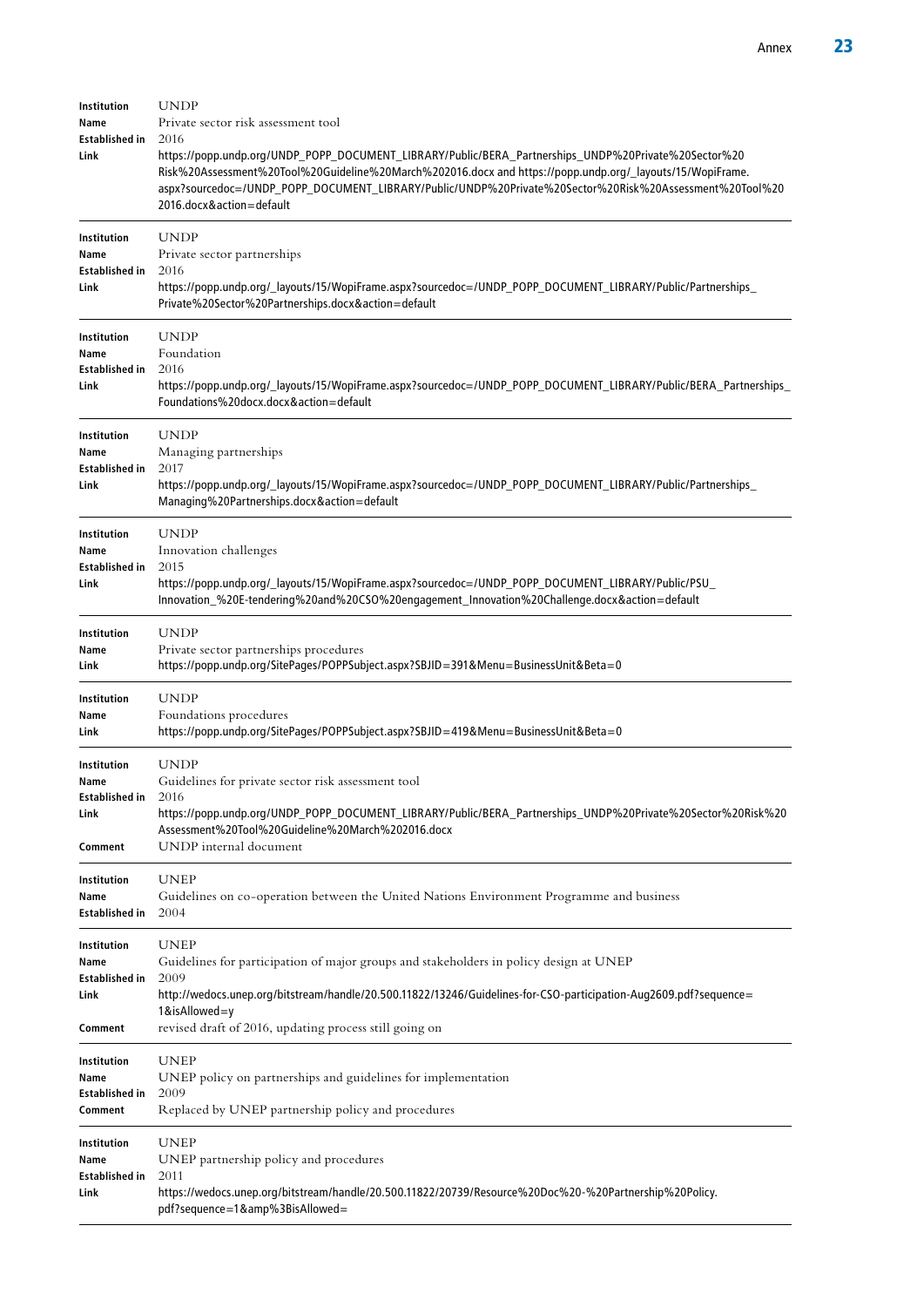| | |
|---|---|
| **Institution** | UNDP |
| **Name** | Private sector risk assessment tool |
| **Established in** | 2016 |
| **Link** | https://popp.undp.org/UNDP_POPP_DOCUMENT_LIBRARY/Public/BERA_Partnerships_UNDP%20Private%20Sector%20Risk%20Assessment%20Tool%20Guideline%20March%202016.docx and https://popp.undp.org/_layouts/15/WopiFrame.aspx?sourcedoc=/UNDP_POPP_DOCUMENT_LIBRARY/Public/UNDP%20Private%20Sector%20Risk%20Assessment%20Tool%202016.docx&action=default |

| | |
|---|---|
| **Institution** | UNDP |
| **Name** | Private sector partnerships |
| **Established in** | 2016 |
| **Link** | https://popp.undp.org/_layouts/15/WopiFrame.aspx?sourcedoc=/UNDP_POPP_DOCUMENT_LIBRARY/Public/Partnerships_Private%20Sector%20Partnerships.docx&action=default |

| | |
|---|---|
| **Institution** | UNDP |
| **Name** | Foundation |
| **Established in** | 2016 |
| **Link** | https://popp.undp.org/_layouts/15/WopiFrame.aspx?sourcedoc=/UNDP_POPP_DOCUMENT_LIBRARY/Public/BERA_Partnerships_Foundations%20docx.docx&action=default |

| | |
|---|---|
| **Institution** | UNDP |
| **Name** | Managing partnerships |
| **Established in** | 2017 |
| **Link** | https://popp.undp.org/_layouts/15/WopiFrame.aspx?sourcedoc=/UNDP_POPP_DOCUMENT_LIBRARY/Public/Partnerships_Managing%20Partnerships.docx&action=default |

| | |
|---|---|
| **Institution** | UNDP |
| **Name** | Innovation challenges |
| **Established in** | 2015 |
| **Link** | https://popp.undp.org/_layouts/15/WopiFrame.aspx?sourcedoc=/UNDP_POPP_DOCUMENT_LIBRARY/Public/PSU_Innovation_%20E-tendering%20and%20CSO%20engagement_Innovation%20Challenge.docx&action=default |

| | |
|---|---|
| **Institution** | UNDP |
| **Name** | Private sector partnerships procedures |
| **Link** | https://popp.undp.org/SitePages/POPPSubject.aspx?SBJID=391&Menu=BusinessUnit&Beta=0 |

| | |
|---|---|
| **Institution** | UNDP |
| **Name** | Foundations procedures |
| **Link** | https://popp.undp.org/SitePages/POPPSubject.aspx?SBJID=419&Menu=BusinessUnit&Beta=0 |

| | |
|---|---|
| **Institution** | UNDP |
| **Name** | Guidelines for private sector risk assessment tool |
| **Established in** | 2016 |
| **Link** | https://popp.undp.org/UNDP_POPP_DOCUMENT_LIBRARY/Public/BERA_Partnerships_UNDP%20Private%20Sector%20Risk%20Assessment%20Tool%20Guideline%20March%202016.docx |
| **Comment** | UNDP internal document |

| | |
|---|---|
| **Institution** | UNEP |
| **Name** | Guidelines on co-operation between the United Nations Environment Programme and business |
| **Established in** | 2004 |

| | |
|---|---|
| **Institution** | UNEP |
| **Name** | Guidelines for participation of major groups and stakeholders in policy design at UNEP |
| **Established in** | 2009 |
| **Link** | http://wedocs.unep.org/bitstream/handle/20.500.11822/13246/Guidelines-for-CSO-participation-Aug2609.pdf?sequence=1&isAllowed=y |
| **Comment** | revised draft of 2016, updating process still going on |

| | |
|---|---|
| **Institution** | UNEP |
| **Name** | UNEP policy on partnerships and guidelines for implementation |
| **Established in** | 2009 |
| **Comment** | Replaced by UNEP partnership policy and procedures |

| | |
|---|---|
| **Institution** | UNEP |
| **Name** | UNEP partnership policy and procedures |
| **Established in** | 2011 |
| **Link** | https://wedocs.unep.org/bitstream/handle/20.500.11822/20739/Resource%20Doc%20-%20Partnership%20Policy.pdf?sequence=1&amp%3BisAllowed= |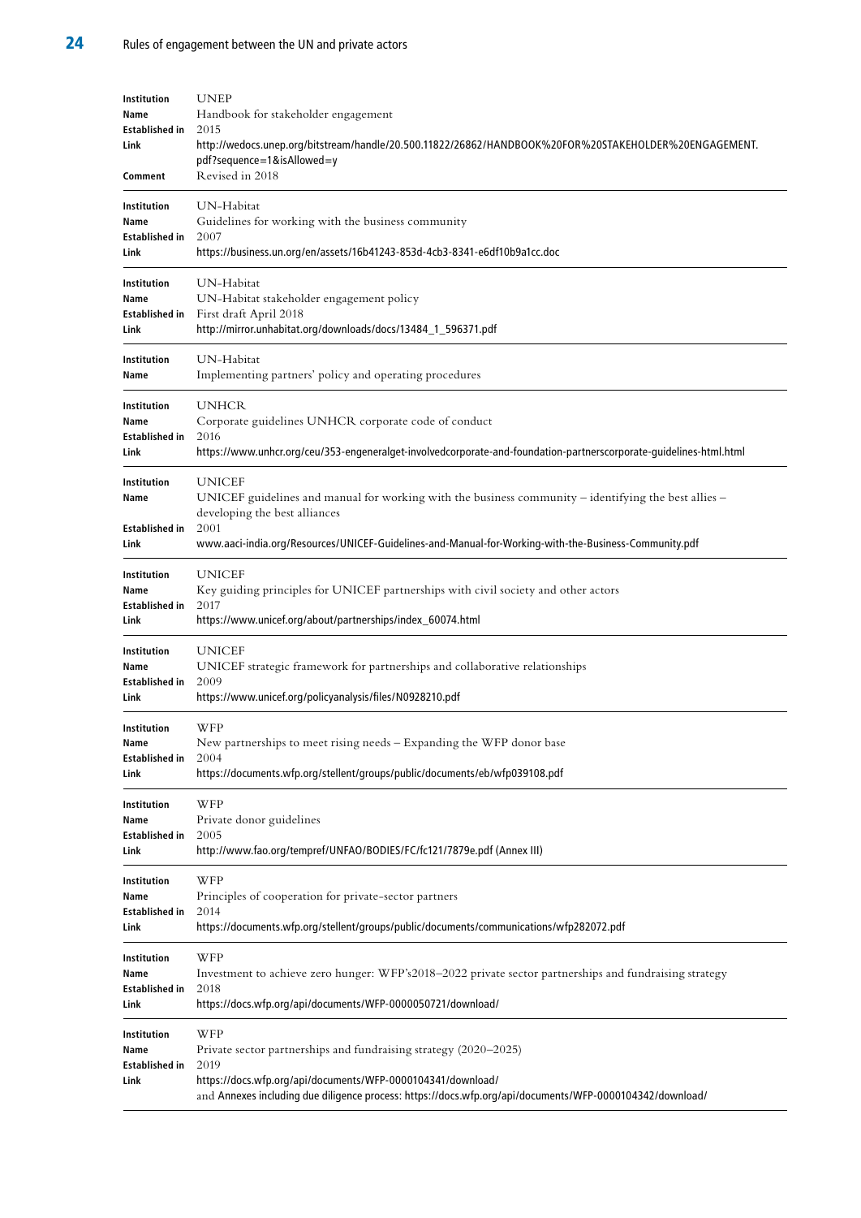| | |
|---|---|
| **Institution** | UNEP |
| **Name** | Handbook for stakeholder engagement |
| **Established in** | 2015 |
| **Link** | http://wedocs.unep.org/bitstream/handle/20.500.11822/26862/HANDBOOK%20FOR%20STAKEHOLDER%20ENGAGEMENT.pdf?sequence=1&isAllowed=y |
| **Comment** | Revised in 2018 |

| | |
|---|---|
| **Institution** | UN-Habitat |
| **Name** | Guidelines for working with the business community |
| **Established in** | 2007 |
| **Link** | https://business.un.org/en/assets/16b41243-853d-4cb3-8341-e6df10b9a1cc.doc |

| | |
|---|---|
| **Institution** | UN-Habitat |
| **Name** | UN-Habitat stakeholder engagement policy |
| **Established in** | First draft April 2018 |
| **Link** | http://mirror.unhabitat.org/downloads/docs/13484_1_596371.pdf |

| | |
|---|---|
| **Institution** | UN-Habitat |
| **Name** | Implementing partners' policy and operating procedures |

| | |
|---|---|
| **Institution** | UNHCR |
| **Name** | Corporate guidelines UNHCR corporate code of conduct |
| **Established in** | 2016 |
| **Link** | https://www.unhcr.org/ceu/353-engeneralget-involvedcorporate-and-foundation-partnerscorporate-guidelines-html.html |

| | |
|---|---|
| **Institution** | UNICEF |
| **Name** | UNICEF guidelines and manual for working with the business community – identifying the best allies – developing the best alliances |
| **Established in** | 2001 |
| **Link** | www.aaci-india.org/Resources/UNICEF-Guidelines-and-Manual-for-Working-with-the-Business-Community.pdf |

| | |
|---|---|
| **Institution** | UNICEF |
| **Name** | Key guiding principles for UNICEF partnerships with civil society and other actors |
| **Established in** | 2017 |
| **Link** | https://www.unicef.org/about/partnerships/index_60074.html |

| | |
|---|---|
| **Institution** | UNICEF |
| **Name** | UNICEF strategic framework for partnerships and collaborative relationships |
| **Established in** | 2009 |
| **Link** | https://www.unicef.org/policyanalysis/files/N0928210.pdf |

| | |
|---|---|
| **Institution** | WFP |
| **Name** | New partnerships to meet rising needs – Expanding the WFP donor base |
| **Established in** | 2004 |
| **Link** | https://documents.wfp.org/stellent/groups/public/documents/eb/wfp039108.pdf |

| | |
|---|---|
| **Institution** | WFP |
| **Name** | Private donor guidelines |
| **Established in** | 2005 |
| **Link** | http://www.fao.org/tempref/UNFAO/BODIES/FC/fc121/7879e.pdf (Annex III) |

| | |
|---|---|
| **Institution** | WFP |
| **Name** | Principles of cooperation for private-sector partners |
| **Established in** | 2014 |
| **Link** | https://documents.wfp.org/stellent/groups/public/documents/communications/wfp282072.pdf |

| | |
|---|---|
| **Institution** | WFP |
| **Name** | Investment to achieve zero hunger: WFP's2018–2022 private sector partnerships and fundraising strategy |
| **Established in** | 2018 |
| **Link** | https://docs.wfp.org/api/documents/WFP-0000050721/download/ |

| | |
|---|---|
| **Institution** | WFP |
| **Name** | Private sector partnerships and fundraising strategy (2020–2025) |
| **Established in** | 2019 |
| **Link** | https://docs.wfp.org/api/documents/WFP-0000104341/download/ and Annexes including due diligence process: https://docs.wfp.org/api/documents/WFP-0000104342/download/ |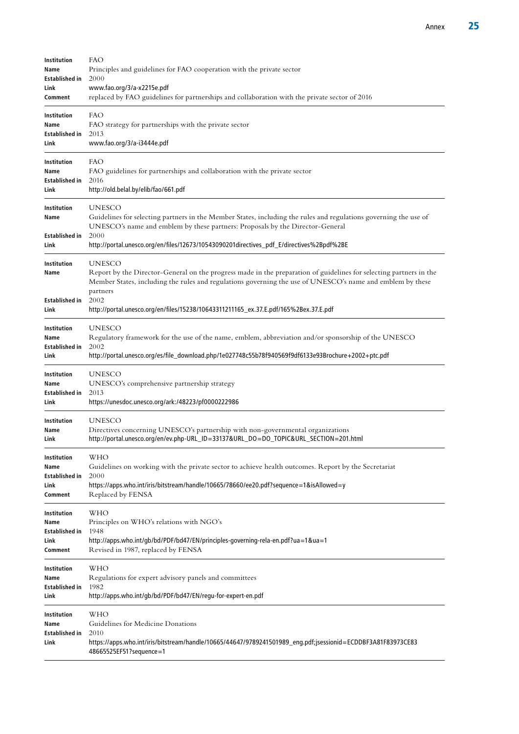| | |
|---|---|
| **Institution** | FAO |
| **Name** | Principles and guidelines for FAO cooperation with the private sector |
| **Established in** | 2000 |
| **Link** | www.fao.org/3/a-x2215e.pdf |
| **Comment** | replaced by FAO guidelines for partnerships and collaboration with the private sector of 2016 |

| | |
|---|---|
| **Institution** | FAO |
| **Name** | FAO strategy for partnerships with the private sector |
| **Established in** | 2013 |
| **Link** | www.fao.org/3/a-i3444e.pdf |

| | |
|---|---|
| **Institution** | FAO |
| **Name** | FAO guidelines for partnerships and collaboration with the private sector |
| **Established in** | 2016 |
| **Link** | http://old.belal.by/elib/fao/661.pdf |

| | |
|---|---|
| **Institution** | UNESCO |
| **Name** | Guidelines for selecting partners in the Member States, including the rules and regulations governing the use of UNESCO's name and emblem by these partners: Proposals by the Director-General |
| **Established in** | 2000 |
| **Link** | http://portal.unesco.org/en/files/12673/10543090201directives_pdf_E/directives%2Bpdf%2BE |

| | |
|---|---|
| **Institution** | UNESCO |
| **Name** | Report by the Director-General on the progress made in the preparation of guidelines for selecting partners in the Member States, including the rules and regulations governing the use of UNESCO's name and emblem by these partners |
| **Established in** | 2002 |
| **Link** | http://portal.unesco.org/en/files/15238/10643311211165_ex.37.E.pdf/165%2Bex.37.E.pdf |

| | |
|---|---|
| **Institution** | UNESCO |
| **Name** | Regulatory framework for the use of the name, emblem, abbreviation and/or sponsorship of the UNESCO |
| **Established in** | 2002 |
| **Link** | http://portal.unesco.org/es/file_download.php/1e027748c55b78f940569f9df6133e93Brochure+2002+ptc.pdf |

| | |
|---|---|
| **Institution** | UNESCO |
| **Name** | UNESCO's comprehensive partnership strategy |
| **Established in** | 2013 |
| **Link** | https://unesdoc.unesco.org/ark:/48223/pf0000222986 |

| | |
|---|---|
| **Institution** | UNESCO |
| **Name** | Directives concerning UNESCO's partnership with non-governmental organizations |
| **Link** | http://portal.unesco.org/en/ev.php-URL_ID=33137&URL_DO=DO_TOPIC&URL_SECTION=201.html |

| | |
|---|---|
| **Institution** | WHO |
| **Name** | Guidelines on working with the private sector to achieve health outcomes. Report by the Secretariat |
| **Established in** | 2000 |
| **Link** | https://apps.who.int/iris/bitstream/handle/10665/78660/ee20.pdf?sequence=1&isAllowed=y |
| **Comment** | Replaced by FENSA |

| | |
|---|---|
| **Institution** | WHO |
| **Name** | Principles on WHO's relations with NGO's |
| **Established in** | 1948 |
| **Link** | http://apps.who.int/gb/bd/PDF/bd47/EN/principles-governing-rela-en.pdf?ua=1&ua=1 |
| **Comment** | Revised in 1987, replaced by FENSA |

| | |
|---|---|
| **Institution** | WHO |
| **Name** | Regulations for expert advisory panels and committees |
| **Established in** | 1982 |
| **Link** | http://apps.who.int/gb/bd/PDF/bd47/EN/regu-for-expert-en.pdf |

| | |
|---|---|
| **Institution** | WHO |
| **Name** | Guidelines for Medicine Donations |
| **Established in** | 2010 |
| **Link** | https://apps.who.int/iris/bitstream/handle/10665/44647/9789241501989_eng.pdf;jsessionid=ECDDBF3A81F83973CE8348665525EF51?sequence=1 |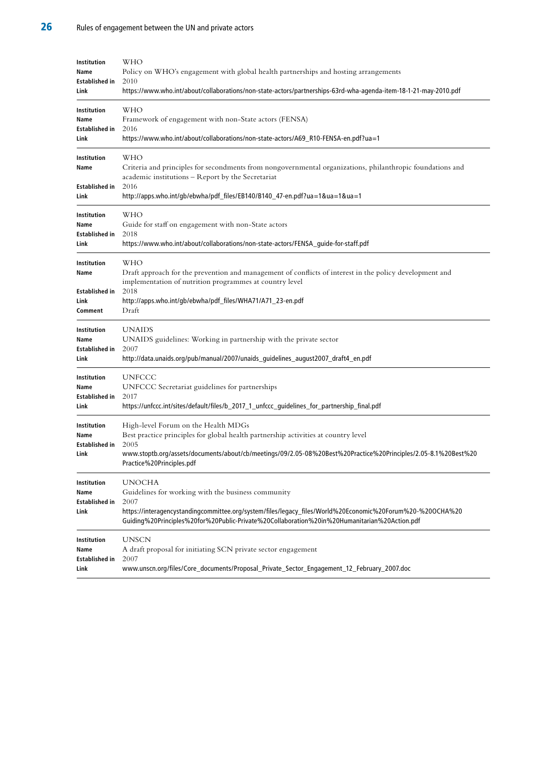| | |
|---|---|
| **Institution** | WHO |
| **Name** | Policy on WHO's engagement with global health partnerships and hosting arrangements |
| **Established in** | 2010 |
| **Link** | https://www.who.int/about/collaborations/non-state-actors/partnerships-63rd-wha-agenda-item-18-1-21-may-2010.pdf |

| | |
|---|---|
| **Institution** | WHO |
| **Name** | Framework of engagement with non-State actors (FENSA) |
| **Established in** | 2016 |
| **Link** | https://www.who.int/about/collaborations/non-state-actors/A69_R10-FENSA-en.pdf?ua=1 |

| | |
|---|---|
| **Institution** | WHO |
| **Name** | Criteria and principles for secondments from nongovernmental organizations, philanthropic foundations and academic institutions – Report by the Secretariat |
| **Established in** | 2016 |
| **Link** | http://apps.who.int/gb/ebwha/pdf_files/EB140/B140_47-en.pdf?ua=1&ua=1&ua=1 |

| | |
|---|---|
| **Institution** | WHO |
| **Name** | Guide for staff on engagement with non-State actors |
| **Established in** | 2018 |
| **Link** | https://www.who.int/about/collaborations/non-state-actors/FENSA_guide-for-staff.pdf |

| | |
|---|---|
| **Institution** | WHO |
| **Name** | Draft approach for the prevention and management of conflicts of interest in the policy development and implementation of nutrition programmes at country level |
| **Established in** | 2018 |
| **Link** | http://apps.who.int/gb/ebwha/pdf_files/WHA71/A71_23-en.pdf |
| **Comment** | Draft |

| | |
|---|---|
| **Institution** | UNAIDS |
| **Name** | UNAIDS guidelines: Working in partnership with the private sector |
| **Established in** | 2007 |
| **Link** | http://data.unaids.org/pub/manual/2007/unaids_guidelines_august2007_draft4_en.pdf |

| | |
|---|---|
| **Institution** | UNFCCC |
| **Name** | UNFCCC Secretariat guidelines for partnerships |
| **Established in** | 2017 |
| **Link** | https://unfccc.int/sites/default/files/b_2017_1_unfccc_guidelines_for_partnership_final.pdf |

| | |
|---|---|
| **Institution** | High-level Forum on the Health MDGs |
| **Name** | Best practice principles for global health partnership activities at country level |
| **Established in** | 2005 |
| **Link** | www.stoptb.org/assets/documents/about/cb/meetings/09/2.05-08%20Best%20Practice%20Principles/2.05-8.1%20Best%20Practice%20Principles.pdf |

| | |
|---|---|
| **Institution** | UNOCHA |
| **Name** | Guidelines for working with the business community |
| **Established in** | 2007 |
| **Link** | https://interagencystandingcommittee.org/system/files/legacy_files/World%20Economic%20Forum%20-%20OCHA%20Guiding%20Principles%20for%20Public-Private%20Collaboration%20in%20Humanitarian%20Action.pdf |

| | |
|---|---|
| **Institution** | UNSCN |
| **Name** | A draft proposal for initiating SCN private sector engagement |
| **Established in** | 2007 |
| **Link** | www.unscn.org/files/Core_documents/Proposal_Private_Sector_Engagement_12_February_2007.doc |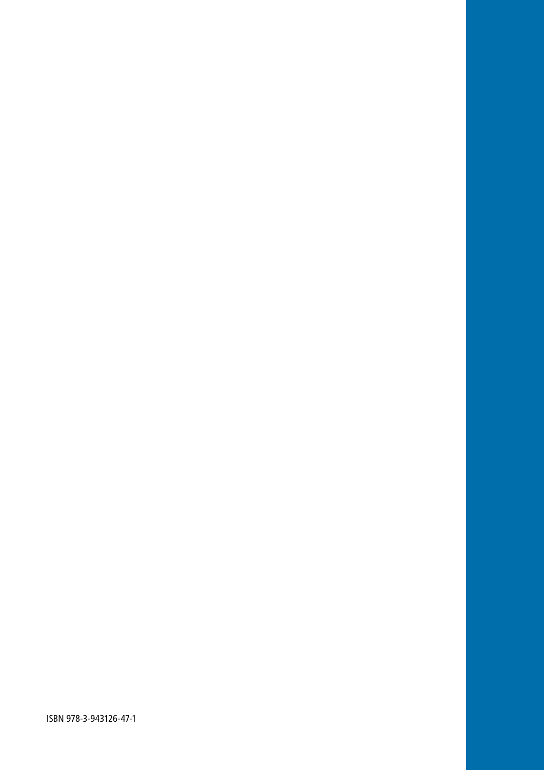ISBN 978-3-943126-47-1